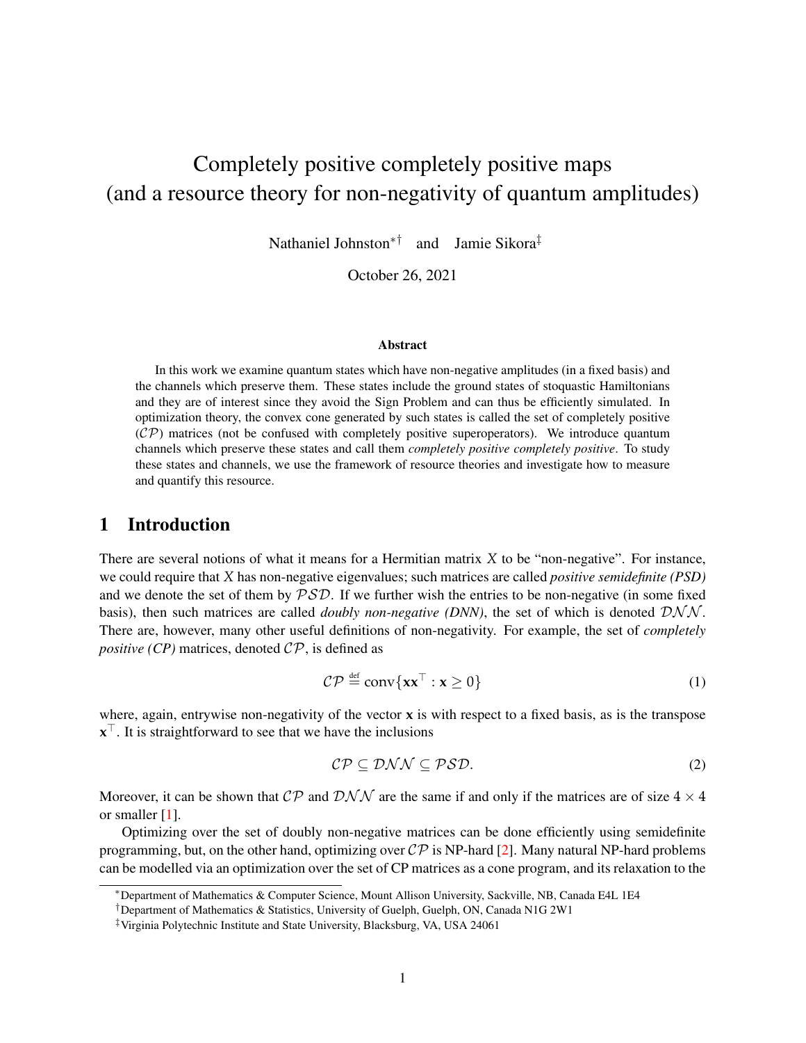# Completely positive completely positive maps (and a resource theory for non-negativity of quantum amplitudes)

Nathaniel Johnston[*,†] and Jamie Sikora[‡]

October 26, 2021

### Abstract

In this work we examine quantum states which have non-negative amplitudes (in a fixed basis) and the channels which preserve them. These states include the ground states of stoquastic Hamiltonians and they are of interest since they avoid the Sign Problem and can thus be efficiently simulated. In optimization theory, the convex cone generated by such states is called the set of completely positive ($\mathcal{CP}$) matrices (not be confused with completely positive superoperators). We introduce quantum channels which preserve these states and call them *completely positive completely positive*. To study these states and channels, we use the framework of resource theories and investigate how to measure and quantify this resource.

## 1 Introduction

There are several notions of what it means for a Hermitian matrix $X$ to be "non-negative". For instance, we could require that $X$ has non-negative eigenvalues; such matrices are called *positive semidefinite (PSD)* and we denote the set of them by $\mathcal{PSD}$. If we further wish the entries to be non-negative (in some fixed basis), then such matrices are called *doubly non-negative (DNN)*, the set of which is denoted $\mathcal{DNN}$. There are, however, many other useful definitions of non-negativity. For example, the set of *completely positive (CP)* matrices, denoted $\mathcal{CP}$, is defined as

$$\mathcal{CP} \stackrel{\text{def}}{=} \text{conv}\{\mathbf{x}\mathbf{x}^\top : \mathbf{x} \geq 0\} \tag{1}$$

where, again, entrywise non-negativity of the vector $\mathbf{x}$ is with respect to a fixed basis, as is the transpose $\mathbf{x}^\top$. It is straightforward to see that we have the inclusions

$$\mathcal{CP} \subseteq \mathcal{DNN} \subseteq \mathcal{PSD}. \tag{2}$$

Moreover, it can be shown that $\mathcal{CP}$ and $\mathcal{DNN}$ are the same if and only if the matrices are of size $4 \times 4$ or smaller [1].

Optimizing over the set of doubly non-negative matrices can be done efficiently using semidefinite programming, but, on the other hand, optimizing over $\mathcal{CP}$ is NP-hard [2]. Many natural NP-hard problems can be modelled via an optimization over the set of CP matrices as a cone program, and its relaxation to the

[*] Department of Mathematics & Computer Science, Mount Allison University, Sackville, NB, Canada E4L 1E4

[†] Department of Mathematics & Statistics, University of Guelph, Guelph, ON, Canada N1G 2W1

[‡] Virginia Polytechnic Institute and State University, Blacksburg, VA, USA 24061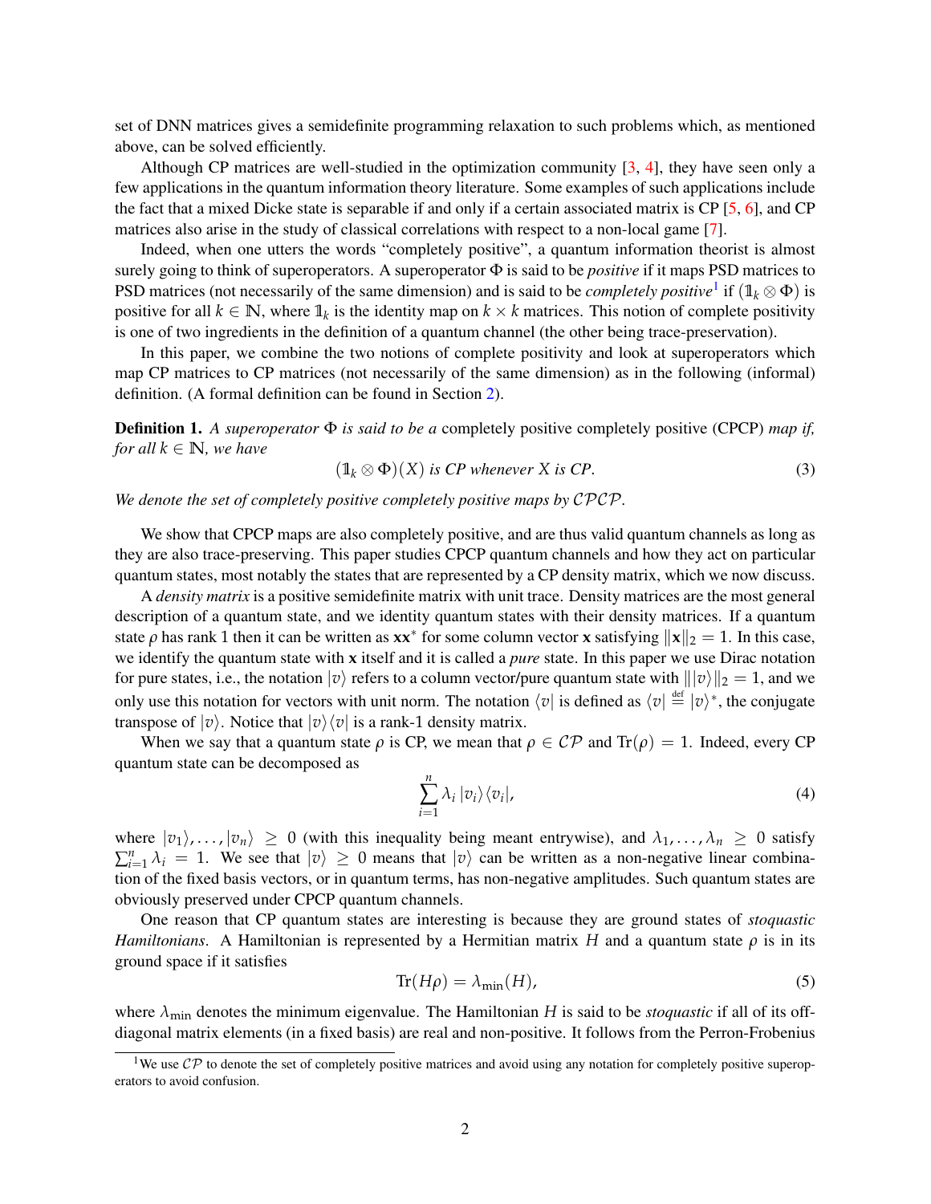set of DNN matrices gives a semidefinite programming relaxation to such problems which, as mentioned above, can be solved efficiently.

Although CP matrices are well-studied in the optimization community [3, 4], they have seen only a few applications in the quantum information theory literature. Some examples of such applications include the fact that a mixed Dicke state is separable if and only if a certain associated matrix is CP [5, 6], and CP matrices also arise in the study of classical correlations with respect to a non-local game [7].

Indeed, when one utters the words "completely positive", a quantum information theorist is almost surely going to think of superoperators. A superoperator $\Phi$ is said to be *positive* if it maps PSD matrices to PSD matrices (not necessarily of the same dimension) and is said to be *completely positive*[1] if $(\mathbb{1}_k \otimes \Phi)$ is positive for all $k \in \mathbb{N}$, where $\mathbb{1}_k$ is the identity map on $k \times k$ matrices. This notion of complete positivity is one of two ingredients in the definition of a quantum channel (the other being trace-preservation).

In this paper, we combine the two notions of complete positivity and look at superoperators which map CP matrices to CP matrices (not necessarily of the same dimension) as in the following (informal) definition. (A formal definition can be found in Section 2).

**Definition 1.** *A superoperator $\Phi$ is said to be a* completely positive completely positive (CPCP) *map if, for all $k \in \mathbb{N}$, we have*

$$(\mathbb{1}_k \otimes \Phi)(X) \text{ is CP whenever } X \text{ is CP.} \tag{3}$$

*We denote the set of completely positive completely positive maps by $\mathcal{CPCP}$.*

We show that CPCP maps are also completely positive, and are thus valid quantum channels as long as they are also trace-preserving. This paper studies CPCP quantum channels and how they act on particular quantum states, most notably the states that are represented by a CP density matrix, which we now discuss.

A *density matrix* is a positive semidefinite matrix with unit trace. Density matrices are the most general description of a quantum state, and we identity quantum states with their density matrices. If a quantum state $\rho$ has rank 1 then it can be written as $\mathbf{x}\mathbf{x}^*$ for some column vector $\mathbf{x}$ satisfying $\|\mathbf{x}\|_2 = 1$. In this case, we identify the quantum state with $\mathbf{x}$ itself and it is called a *pure* state. In this paper we use Dirac notation for pure states, i.e., the notation $|v\rangle$ refers to a column vector/pure quantum state with $\||v\rangle\|_2 = 1$, and we only use this notation for vectors with unit norm. The notation $\langle v|$ is defined as $\langle v| \overset{\text{def}}{=} |v\rangle^*$, the conjugate transpose of $|v\rangle$. Notice that $|v\rangle\langle v|$ is a rank-1 density matrix.

When we say that a quantum state $\rho$ is CP, we mean that $\rho \in \mathcal{CP}$ and $\mathrm{Tr}(\rho) = 1$. Indeed, every CP quantum state can be decomposed as

$$\sum_{i=1}^{n} \lambda_i \, |v_i\rangle\langle v_i|, \tag{4}$$

where $|v_1\rangle, \ldots, |v_n\rangle \geq 0$ (with this inequality being meant entrywise), and $\lambda_1, \ldots, \lambda_n \geq 0$ satisfy $\sum_{i=1}^{n} \lambda_i = 1$. We see that $|v\rangle \geq 0$ means that $|v\rangle$ can be written as a non-negative linear combination of the fixed basis vectors, or in quantum terms, has non-negative amplitudes. Such quantum states are obviously preserved under CPCP quantum channels.

One reason that CP quantum states are interesting is because they are ground states of *stoquastic Hamiltonians*. A Hamiltonian is represented by a Hermitian matrix $H$ and a quantum state $\rho$ is in its ground space if it satisfies

$$\mathrm{Tr}(H\rho) = \lambda_{\min}(H), \tag{5}$$

where $\lambda_{\min}$ denotes the minimum eigenvalue. The Hamiltonian $H$ is said to be *stoquastic* if all of its off-diagonal matrix elements (in a fixed basis) are real and non-positive. It follows from the Perron-Frobenius

[1] We use $\mathcal{CP}$ to denote the set of completely positive matrices and avoid using any notation for completely positive superoperators to avoid confusion.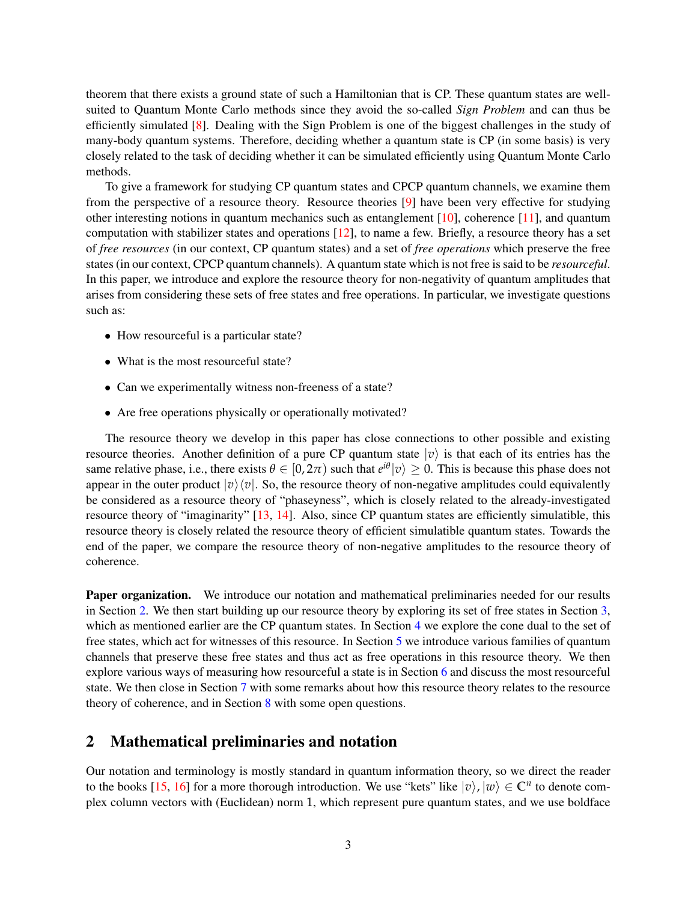theorem that there exists a ground state of such a Hamiltonian that is CP. These quantum states are well-suited to Quantum Monte Carlo methods since they avoid the so-called *Sign Problem* and can thus be efficiently simulated [8]. Dealing with the Sign Problem is one of the biggest challenges in the study of many-body quantum systems. Therefore, deciding whether a quantum state is CP (in some basis) is very closely related to the task of deciding whether it can be simulated efficiently using Quantum Monte Carlo methods.

To give a framework for studying CP quantum states and CPCP quantum channels, we examine them from the perspective of a resource theory. Resource theories [9] have been very effective for studying other interesting notions in quantum mechanics such as entanglement [10], coherence [11], and quantum computation with stabilizer states and operations [12], to name a few. Briefly, a resource theory has a set of *free resources* (in our context, CP quantum states) and a set of *free operations* which preserve the free states (in our context, CPCP quantum channels). A quantum state which is not free is said to be *resourceful*. In this paper, we introduce and explore the resource theory for non-negativity of quantum amplitudes that arises from considering these sets of free states and free operations. In particular, we investigate questions such as:

- How resourceful is a particular state?
- What is the most resourceful state?
- Can we experimentally witness non-freeness of a state?
- Are free operations physically or operationally motivated?

The resource theory we develop in this paper has close connections to other possible and existing resource theories. Another definition of a pure CP quantum state $|v\rangle$ is that each of its entries has the same relative phase, i.e., there exists $\theta \in [0, 2\pi)$ such that $e^{i\theta}|v\rangle \geq 0$. This is because this phase does not appear in the outer product $|v\rangle\langle v|$. So, the resource theory of non-negative amplitudes could equivalently be considered as a resource theory of "phaseyness", which is closely related to the already-investigated resource theory of "imaginarity" [13, 14]. Also, since CP quantum states are efficiently simulatible, this resource theory is closely related the resource theory of efficient simulatable quantum states. Towards the end of the paper, we compare the resource theory of non-negative amplitudes to the resource theory of coherence.

**Paper organization.** We introduce our notation and mathematical preliminaries needed for our results in Section 2. We then start building up our resource theory by exploring its set of free states in Section 3, which as mentioned earlier are the CP quantum states. In Section 4 we explore the cone dual to the set of free states, which act for witnesses of this resource. In Section 5 we introduce various families of quantum channels that preserve these free states and thus act as free operations in this resource theory. We then explore various ways of measuring how resourceful a state is in Section 6 and discuss the most resourceful state. We then close in Section 7 with some remarks about how this resource theory relates to the resource theory of coherence, and in Section 8 with some open questions.

## 2 Mathematical preliminaries and notation

Our notation and terminology is mostly standard in quantum information theory, so we direct the reader to the books [15, 16] for a more thorough introduction. We use "kets" like $|v\rangle, |w\rangle \in \mathbb{C}^n$ to denote complex column vectors with (Euclidean) norm 1, which represent pure quantum states, and we use boldface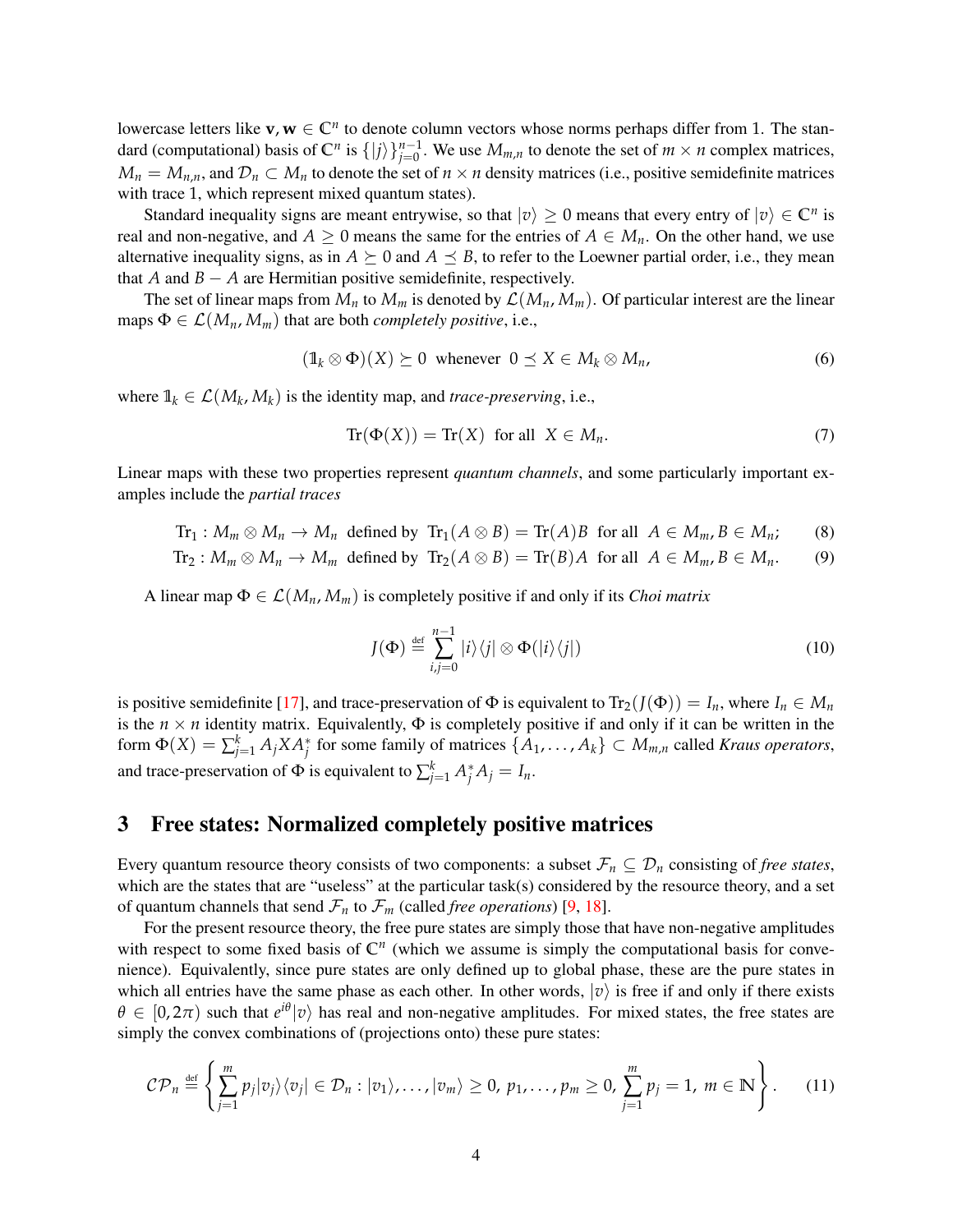lowercase letters like $\mathbf{v}, \mathbf{w} \in \mathbb{C}^n$ to denote column vectors whose norms perhaps differ from 1. The standard (computational) basis of $\mathbb{C}^n$ is $\{|j\rangle\}_{j=0}^{n-1}$. We use $M_{m,n}$ to denote the set of $m \times n$ complex matrices, $M_n = M_{n,n}$, and $\mathcal{D}_n \subset M_n$ to denote the set of $n \times n$ density matrices (i.e., positive semidefinite matrices with trace 1, which represent mixed quantum states).

Standard inequality signs are meant entrywise, so that $|v\rangle \geq 0$ means that every entry of $|v\rangle \in \mathbb{C}^n$ is real and non-negative, and $A \geq 0$ means the same for the entries of $A \in M_n$. On the other hand, we use alternative inequality signs, as in $A \succeq 0$ and $A \preceq B$, to refer to the Loewner partial order, i.e., they mean that $A$ and $B - A$ are Hermitian positive semidefinite, respectively.

The set of linear maps from $M_n$ to $M_m$ is denoted by $\mathcal{L}(M_n, M_m)$. Of particular interest are the linear maps $\Phi \in \mathcal{L}(M_n, M_m)$ that are both *completely positive*, i.e.,

$$(\mathbb{1}_k \otimes \Phi)(X) \succeq 0 \;\text{ whenever }\; 0 \preceq X \in M_k \otimes M_n, \tag{6}$$

where $\mathbb{1}_k \in \mathcal{L}(M_k, M_k)$ is the identity map, and *trace-preserving*, i.e.,

$$\mathrm{Tr}(\Phi(X)) = \mathrm{Tr}(X) \;\text{ for all }\; X \in M_n. \tag{7}$$

Linear maps with these two properties represent *quantum channels*, and some particularly important examples include the *partial traces*

$$\mathrm{Tr}_1 : M_m \otimes M_n \to M_n \;\text{ defined by }\; \mathrm{Tr}_1(A \otimes B) = \mathrm{Tr}(A)B \;\text{ for all }\; A \in M_m, B \in M_n; \tag{8}$$

$$\mathrm{Tr}_2 : M_m \otimes M_n \to M_m \;\text{ defined by }\; \mathrm{Tr}_2(A \otimes B) = \mathrm{Tr}(B)A \;\text{ for all }\; A \in M_m, B \in M_n. \tag{9}$$

A linear map $\Phi \in \mathcal{L}(M_n, M_m)$ is completely positive if and only if its *Choi matrix*

$$J(\Phi) \stackrel{\text{def}}{=} \sum_{i,j=0}^{n-1} |i\rangle\langle j| \otimes \Phi(|i\rangle\langle j|) \tag{10}$$

is positive semidefinite [17], and trace-preservation of $\Phi$ is equivalent to $\mathrm{Tr}_2(J(\Phi)) = I_n$, where $I_n \in M_n$ is the $n \times n$ identity matrix. Equivalently, $\Phi$ is completely positive if and only if it can be written in the form $\Phi(X) = \sum_{j=1}^k A_j X A_j^*$ for some family of matrices $\{A_1, \ldots, A_k\} \subset M_{m,n}$ called *Kraus operators*, and trace-preservation of $\Phi$ is equivalent to $\sum_{j=1}^k A_j^* A_j = I_n$.

## 3 Free states: Normalized completely positive matrices

Every quantum resource theory consists of two components: a subset $\mathcal{F}_n \subseteq \mathcal{D}_n$ consisting of *free states*, which are the states that are "useless" at the particular task(s) considered by the resource theory, and a set of quantum channels that send $\mathcal{F}_n$ to $\mathcal{F}_m$ (called *free operations*) [9, 18].

For the present resource theory, the free pure states are simply those that have non-negative amplitudes with respect to some fixed basis of $\mathbb{C}^n$ (which we assume is simply the computational basis for convenience). Equivalently, since pure states are only defined up to global phase, these are the pure states in which all entries have the same phase as each other. In other words, $|v\rangle$ is free if and only if there exists $\theta \in [0, 2\pi)$ such that $e^{i\theta}|v\rangle$ has real and non-negative amplitudes. For mixed states, the free states are simply the convex combinations of (projections onto) these pure states:

$$\mathcal{CP}_n \stackrel{\text{def}}{=} \left\{ \sum_{j=1}^m p_j |v_j\rangle\langle v_j| \in \mathcal{D}_n : |v_1\rangle, \ldots, |v_m\rangle \geq 0,\; p_1, \ldots, p_m \geq 0,\; \sum_{j=1}^m p_j = 1,\; m \in \mathbb{N} \right\}. \tag{11}$$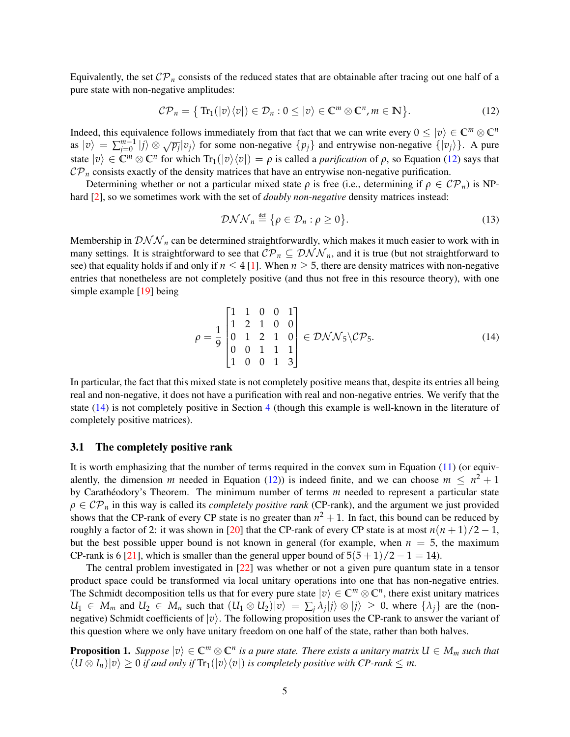Equivalently, the set $\mathcal{CP}_n$ consists of the reduced states that are obtainable after tracing out one half of a pure state with non-negative amplitudes:

$$\mathcal{CP}_n = \big\{ \mathrm{Tr}_1(|v\rangle\langle v|) \in \mathcal{D}_n : 0 \leq |v\rangle \in \mathbb{C}^m \otimes \mathbb{C}^n, m \in \mathbb{N} \big\}. \tag{12}$$

Indeed, this equivalence follows immediately from that fact that we can write every $0 \leq |v\rangle \in \mathbb{C}^m \otimes \mathbb{C}^n$ as $|v\rangle = \sum_{j=0}^{m-1} |j\rangle \otimes \sqrt{p_j}|v_j\rangle$ for some non-negative $\{p_j\}$ and entrywise non-negative $\{|v_j\rangle\}$. A pure state $|v\rangle \in \mathbb{C}^m \otimes \mathbb{C}^n$ for which $\mathrm{Tr}_1(|v\rangle\langle v|) = \rho$ is called a *purification* of $\rho$, so Equation (12) says that $\mathcal{CP}_n$ consists exactly of the density matrices that have an entrywise non-negative purification.

Determining whether or not a particular mixed state $\rho$ is free (i.e., determining if $\rho \in \mathcal{CP}_n$) is NP-hard [2], so we sometimes work with the set of *doubly non-negative* density matrices instead:

$$\mathcal{DNN}_n \stackrel{\text{def}}{=} \big\{ \rho \in \mathcal{D}_n : \rho \geq 0 \big\}. \tag{13}$$

Membership in $\mathcal{DNN}_n$ can be determined straightforwardly, which makes it much easier to work with in many settings. It is straightforward to see that $\mathcal{CP}_n \subseteq \mathcal{DNN}_n$, and it is true (but not straightforward to see) that equality holds if and only if $n \leq 4$ [1]. When $n \geq 5$, there are density matrices with non-negative entries that nonetheless are not completely positive (and thus not free in this resource theory), with one simple example [19] being

$$\rho = \frac{1}{9}\begin{bmatrix} 1 & 1 & 0 & 0 & 1 \\ 1 & 2 & 1 & 0 & 0 \\ 0 & 1 & 2 & 1 & 0 \\ 0 & 0 & 1 & 1 & 1 \\ 1 & 0 & 0 & 1 & 3 \end{bmatrix} \in \mathcal{DNN}_5 \backslash \mathcal{CP}_5. \tag{14}$$

In particular, the fact that this mixed state is not completely positive means that, despite its entries all being real and non-negative, it does not have a purification with real and non-negative entries. We verify that the state (14) is not completely positive in Section 4 (though this example is well-known in the literature of completely positive matrices).

### 3.1 The completely positive rank

It is worth emphasizing that the number of terms required in the convex sum in Equation (11) (or equivalently, the dimension $m$ needed in Equation (12)) is indeed finite, and we can choose $m \leq n^2 + 1$ by Carathéodory's Theorem. The minimum number of terms $m$ needed to represent a particular state $\rho \in \mathcal{CP}_n$ in this way is called its *completely positive rank* (CP-rank), and the argument we just provided shows that the CP-rank of every CP state is no greater than $n^2 + 1$. In fact, this bound can be reduced by roughly a factor of 2: it was shown in [20] that the CP-rank of every CP state is at most $n(n+1)/2 - 1$, but the best possible upper bound is not known in general (for example, when $n = 5$, the maximum CP-rank is 6 [21], which is smaller than the general upper bound of $5(5+1)/2 - 1 = 14$).

The central problem investigated in [22] was whether or not a given pure quantum state in a tensor product space could be transformed via local unitary operations into one that has non-negative entries. The Schmidt decomposition tells us that for every pure state $|v\rangle \in \mathbb{C}^m \otimes \mathbb{C}^n$, there exist unitary matrices $U_1 \in M_m$ and $U_2 \in M_n$ such that $(U_1 \otimes U_2)|v\rangle = \sum_j \lambda_j |j\rangle \otimes |j\rangle \geq 0$, where $\{\lambda_j\}$ are the (non-negative) Schmidt coefficients of $|v\rangle$. The following proposition uses the CP-rank to answer the variant of this question where we only have unitary freedom on one half of the state, rather than both halves.

**Proposition 1.** *Suppose $|v\rangle \in \mathbb{C}^m \otimes \mathbb{C}^n$ is a pure state. There exists a unitary matrix $U \in M_m$ such that $(U \otimes I_n)|v\rangle \geq 0$ if and only if $\mathrm{Tr}_1(|v\rangle\langle v|)$ is completely positive with CP-rank $\leq m$.*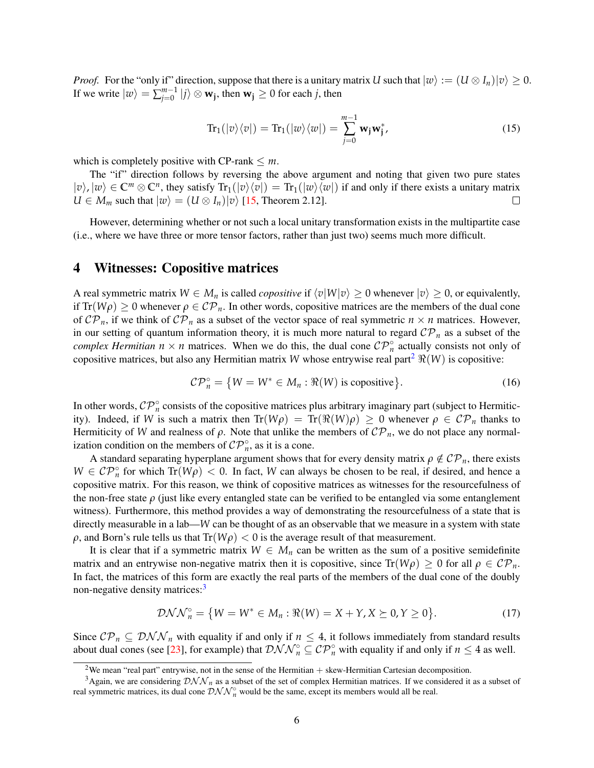*Proof.* For the "only if" direction, suppose that there is a unitary matrix $U$ such that $|w\rangle := (U \otimes I_n)|v\rangle \geq 0$. If we write $|w\rangle = \sum_{j=0}^{m-1} |j\rangle \otimes \mathbf{w_j}$, then $\mathbf{w_j} \geq 0$ for each $j$, then

$$\mathrm{Tr}_1(|v\rangle\langle v|) = \mathrm{Tr}_1(|w\rangle\langle w|) = \sum_{j=0}^{m-1} \mathbf{w_j}\mathbf{w_j}^*, \tag{15}$$

which is completely positive with CP-rank $\leq m$.

The "if" direction follows by reversing the above argument and noting that given two pure states $|v\rangle, |w\rangle \in \mathbb{C}^m \otimes \mathbb{C}^n$, they satisfy $\mathrm{Tr}_1(|v\rangle\langle v|) = \mathrm{Tr}_1(|w\rangle\langle w|)$ if and only if there exists a unitary matrix $U \in M_m$ such that $|w\rangle = (U \otimes I_n)|v\rangle$ [15, Theorem 2.12]. □

However, determining whether or not such a local unitary transformation exists in the multipartite case (i.e., where we have three or more tensor factors, rather than just two) seems much more difficult.

## 4 Witnesses: Copositive matrices

A real symmetric matrix $W \in M_n$ is called *copositive* if $\langle v|W|v\rangle \geq 0$ whenever $|v\rangle \geq 0$, or equivalently, if $\mathrm{Tr}(W\rho) \geq 0$ whenever $\rho \in \mathcal{CP}_n$. In other words, copositive matrices are the members of the dual cone of $\mathcal{CP}_n$, if we think of $\mathcal{CP}_n$ as a subset of the vector space of real symmetric $n \times n$ matrices. However, in our setting of quantum information theory, it is much more natural to regard $\mathcal{CP}_n$ as a subset of the *complex Hermitian* $n \times n$ matrices. When we do this, the dual cone $\mathcal{CP}_n^\circ$ actually consists not only of copositive matrices, but also any Hermitian matrix $W$ whose entrywise real part[2] $\Re(W)$ is copositive:

$$\mathcal{CP}_n^\circ = \big\{W = W^* \in M_n : \Re(W) \text{ is copositive}\big\}. \tag{16}$$

In other words, $\mathcal{CP}_n^\circ$ consists of the copositive matrices plus arbitrary imaginary part (subject to Hermiticity). Indeed, if $W$ is such a matrix then $\mathrm{Tr}(W\rho) = \mathrm{Tr}(\Re(W)\rho) \geq 0$ whenever $\rho \in \mathcal{CP}_n$ thanks to Hermiticity of $W$ and realness of $\rho$. Note that unlike the members of $\mathcal{CP}_n$, we do not place any normalization condition on the members of $\mathcal{CP}_n^\circ$, as it is a cone.

A standard separating hyperplane argument shows that for every density matrix $\rho \notin \mathcal{CP}_n$, there exists $W \in \mathcal{CP}_n^\circ$ for which $\mathrm{Tr}(W\rho) < 0$. In fact, $W$ can always be chosen to be real, if desired, and hence a copositive matrix. For this reason, we think of copositive matrices as witnesses for the resourcefulness of the non-free state $\rho$ (just like every entangled state can be verified to be entangled via some entanglement witness). Furthermore, this method provides a way of demonstrating the resourcefulness of a state that is directly measurable in a lab—$W$ can be thought of as an observable that we measure in a system with state $\rho$, and Born's rule tells us that $\mathrm{Tr}(W\rho) < 0$ is the average result of that measurement.

It is clear that if a symmetric matrix $W \in M_n$ can be written as the sum of a positive semidefinite matrix and an entrywise non-negative matrix then it is copositive, since $\mathrm{Tr}(W\rho) \geq 0$ for all $\rho \in \mathcal{CP}_n$. In fact, the matrices of this form are exactly the real parts of the members of the dual cone of the doubly non-negative density matrices:[3]

$$\mathcal{DNN}_n^\circ = \big\{W = W^* \in M_n : \Re(W) = X + Y, X \succeq 0, Y \geq 0\big\}. \tag{17}$$

Since $\mathcal{CP}_n \subseteq \mathcal{DNN}_n$ with equality if and only if $n \leq 4$, it follows immediately from standard results about dual cones (see [23], for example) that $\mathcal{DNN}_n^\circ \subseteq \mathcal{CP}_n^\circ$ with equality if and only if $n \leq 4$ as well.

[2] We mean "real part" entrywise, not in the sense of the Hermitian + skew-Hermitian Cartesian decomposition.

[3] Again, we are considering $\mathcal{DNN}_n$ as a subset of the set of complex Hermitian matrices. If we considered it as a subset of real symmetric matrices, its dual cone $\mathcal{DNN}_n^\circ$ would be the same, except its members would all be real.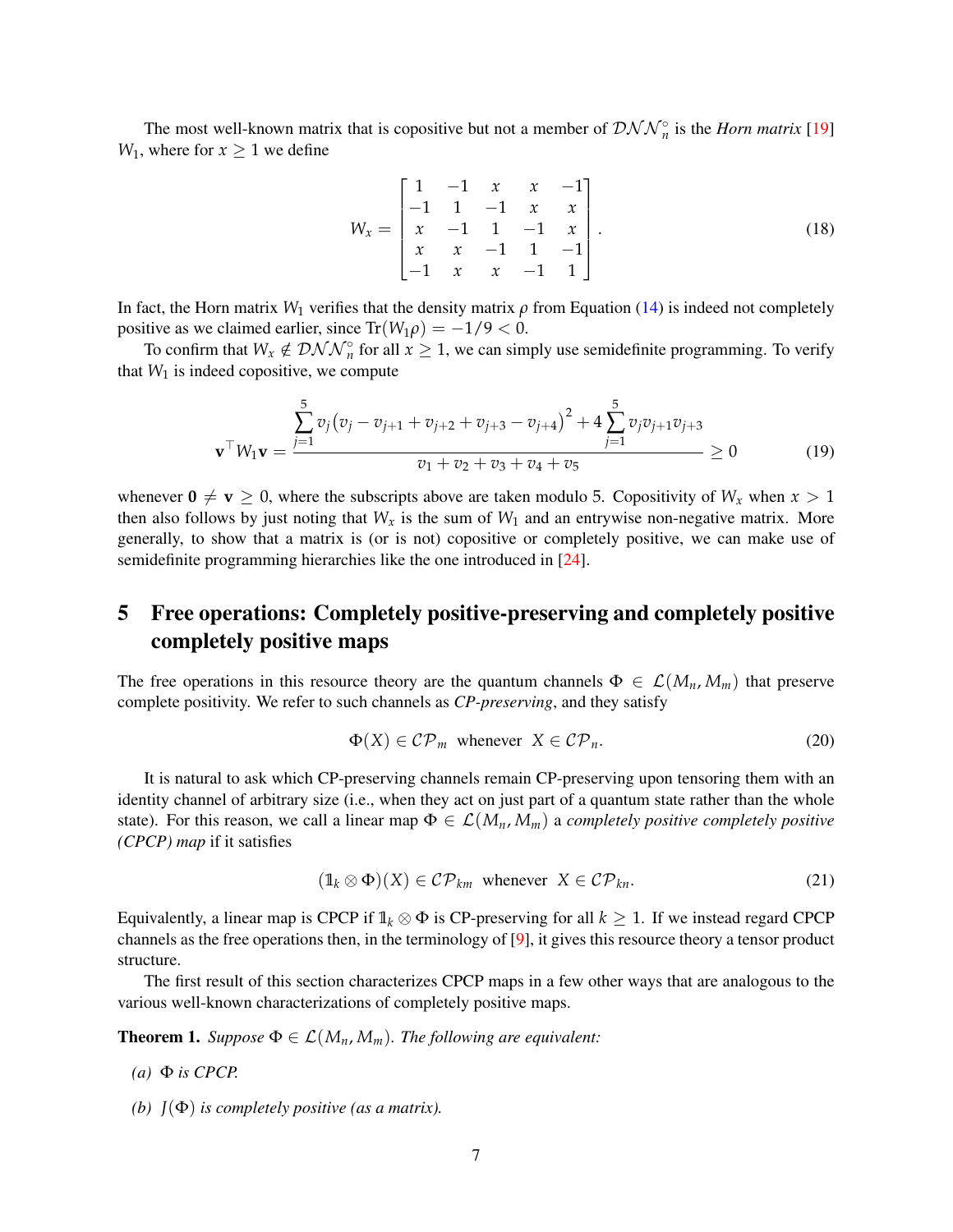The most well-known matrix that is copositive but not a member of $\mathcal{DNN}_n^\circ$ is the *Horn matrix* [19] $W_1$, where for $x \geq 1$ we define

$$W_x = \begin{bmatrix} 1 & -1 & x & x & -1 \\ -1 & 1 & -1 & x & x \\ x & -1 & 1 & -1 & x \\ x & x & -1 & 1 & -1 \\ -1 & x & x & -1 & 1 \end{bmatrix}. \tag{18}$$

In fact, the Horn matrix $W_1$ verifies that the density matrix $\rho$ from Equation (14) is indeed not completely positive as we claimed earlier, since $\mathrm{Tr}(W_1\rho) = -1/9 < 0$.

To confirm that $W_x \notin \mathcal{DNN}_n^\circ$ for all $x \geq 1$, we can simply use semidefinite programming. To verify that $W_1$ is indeed copositive, we compute

$$\mathbf{v}^\top W_1 \mathbf{v} = \frac{\displaystyle\sum_{j=1}^{5} v_j\big(v_j - v_{j+1} + v_{j+2} + v_{j+3} - v_{j+4}\big)^2 + 4\sum_{j=1}^{5} v_j v_{j+1} v_{j+3}}{v_1 + v_2 + v_3 + v_4 + v_5} \geq 0 \tag{19}$$

whenever $\mathbf{0} \neq \mathbf{v} \geq 0$, where the subscripts above are taken modulo 5. Copositivity of $W_x$ when $x > 1$ then also follows by just noting that $W_x$ is the sum of $W_1$ and an entrywise non-negative matrix. More generally, to show that a matrix is (or is not) copositive or completely positive, we can make use of semidefinite programming hierarchies like the one introduced in [24].

## 5 Free operations: Completely positive-preserving and completely positive completely positive maps

The free operations in this resource theory are the quantum channels $\Phi \in \mathcal{L}(M_n, M_m)$ that preserve complete positivity. We refer to such channels as *CP-preserving*, and they satisfy

$$\Phi(X) \in \mathcal{CP}_m \quad \text{whenever} \quad X \in \mathcal{CP}_n. \tag{20}$$

It is natural to ask which CP-preserving channels remain CP-preserving upon tensoring them with an identity channel of arbitrary size (i.e., when they act on just part of a quantum state rather than the whole state). For this reason, we call a linear map $\Phi \in \mathcal{L}(M_n, M_m)$ a *completely positive completely positive (CPCP) map* if it satisfies

$$(\mathbb{1}_k \otimes \Phi)(X) \in \mathcal{CP}_{km} \quad \text{whenever} \quad X \in \mathcal{CP}_{kn}. \tag{21}$$

Equivalently, a linear map is CPCP if $\mathbb{1}_k \otimes \Phi$ is CP-preserving for all $k \geq 1$. If we instead regard CPCP channels as the free operations then, in the terminology of [9], it gives this resource theory a tensor product structure.

The first result of this section characterizes CPCP maps in a few other ways that are analogous to the various well-known characterizations of completely positive maps.

**Theorem 1.** *Suppose $\Phi \in \mathcal{L}(M_n, M_m)$. The following are equivalent:*

*(a) $\Phi$ is CPCP.*

*(b) $J(\Phi)$ is completely positive (as a matrix).*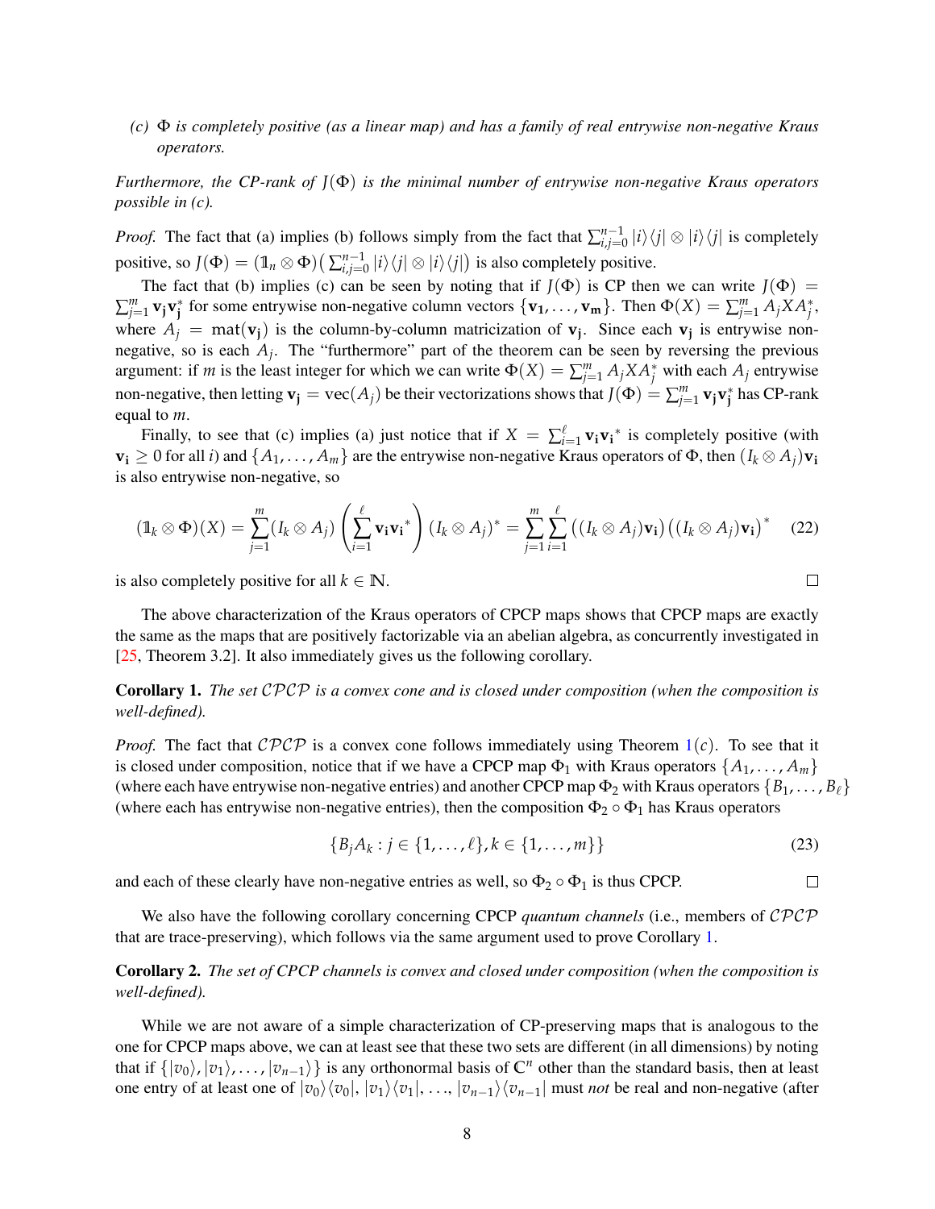*(c) $\Phi$ is completely positive (as a linear map) and has a family of real entrywise non-negative Kraus operators.*

*Furthermore, the CP-rank of $J(\Phi)$ is the minimal number of entrywise non-negative Kraus operators possible in (c).*

*Proof.* The fact that (a) implies (b) follows simply from the fact that $\sum_{i,j=0}^{n-1} |i\rangle\langle j| \otimes |i\rangle\langle j|$ is completely positive, so $J(\Phi) = (\mathbb{1}_n \otimes \Phi)\big(\sum_{i,j=0}^{n-1} |i\rangle\langle j| \otimes |i\rangle\langle j|\big)$ is also completely positive.

The fact that (b) implies (c) can be seen by noting that if $J(\Phi)$ is CP then we can write $J(\Phi) = \sum_{j=1}^{m} \mathbf{v_j}\mathbf{v_j}^*$ for some entrywise non-negative column vectors $\{\mathbf{v_1}, \ldots, \mathbf{v_m}\}$. Then $\Phi(X) = \sum_{j=1}^{m} A_j X A_j^*$, where $A_j = \mathrm{mat}(\mathbf{v_j})$ is the column-by-column matricization of $\mathbf{v_j}$. Since each $\mathbf{v_j}$ is entrywise non-negative, so is each $A_j$. The "furthermore" part of the theorem can be seen by reversing the previous argument: if $m$ is the least integer for which we can write $\Phi(X) = \sum_{j=1}^{m} A_j X A_j^*$ with each $A_j$ entrywise non-negative, then letting $\mathbf{v_j} = \mathrm{vec}(A_j)$ be their vectorizations shows that $J(\Phi) = \sum_{j=1}^{m} \mathbf{v_j}\mathbf{v_j}^*$ has CP-rank equal to $m$.

Finally, to see that (c) implies (a) just notice that if $X = \sum_{i=1}^{\ell} \mathbf{v_i}\mathbf{v_i}^*$ is completely positive (with $\mathbf{v_i} \geq 0$ for all $i$) and $\{A_1, \ldots, A_m\}$ are the entrywise non-negative Kraus operators of $\Phi$, then $(I_k \otimes A_j)\mathbf{v_i}$ is also entrywise non-negative, so

$$(\mathbb{1}_k \otimes \Phi)(X) = \sum_{j=1}^{m} (I_k \otimes A_j) \left( \sum_{i=1}^{\ell} \mathbf{v_i}\mathbf{v_i}^* \right) (I_k \otimes A_j)^* = \sum_{j=1}^{m} \sum_{i=1}^{\ell} \big((I_k \otimes A_j)\mathbf{v_i}\big)\big((I_k \otimes A_j)\mathbf{v_i}\big)^* \tag{22}$$

is also completely positive for all $k \in \mathbb{N}$. ∎

The above characterization of the Kraus operators of CPCP maps shows that CPCP maps are exactly the same as the maps that are positively factorizable via an abelian algebra, as concurrently investigated in [25, Theorem 3.2]. It also immediately gives us the following corollary.

**Corollary 1.** *The set $\mathcal{CPCP}$ is a convex cone and is closed under composition (when the composition is well-defined).*

*Proof.* The fact that $\mathcal{CPCP}$ is a convex cone follows immediately using Theorem 1(c). To see that it is closed under composition, notice that if we have a CPCP map $\Phi_1$ with Kraus operators $\{A_1, \ldots, A_m\}$ (where each have entrywise non-negative entries) and another CPCP map $\Phi_2$ with Kraus operators $\{B_1, \ldots, B_\ell\}$ (where each has entrywise non-negative entries), then the composition $\Phi_2 \circ \Phi_1$ has Kraus operators

$$\{B_j A_k : j \in \{1, \ldots, \ell\}, k \in \{1, \ldots, m\}\} \tag{23}$$

and each of these clearly have non-negative entries as well, so $\Phi_2 \circ \Phi_1$ is thus CPCP. ∎

We also have the following corollary concerning CPCP *quantum channels* (i.e., members of $\mathcal{CPCP}$ that are trace-preserving), which follows via the same argument used to prove Corollary 1.

**Corollary 2.** *The set of CPCP channels is convex and closed under composition (when the composition is well-defined).*

While we are not aware of a simple characterization of CP-preserving maps that is analogous to the one for CPCP maps above, we can at least see that these two sets are different (in all dimensions) by noting that if $\{|v_0\rangle, |v_1\rangle, \ldots, |v_{n-1}\rangle\}$ is any orthonormal basis of $\mathbb{C}^n$ other than the standard basis, then at least one entry of at least one of $|v_0\rangle\langle v_0|$, $|v_1\rangle\langle v_1|$, $\ldots$, $|v_{n-1}\rangle\langle v_{n-1}|$ must *not* be real and non-negative (after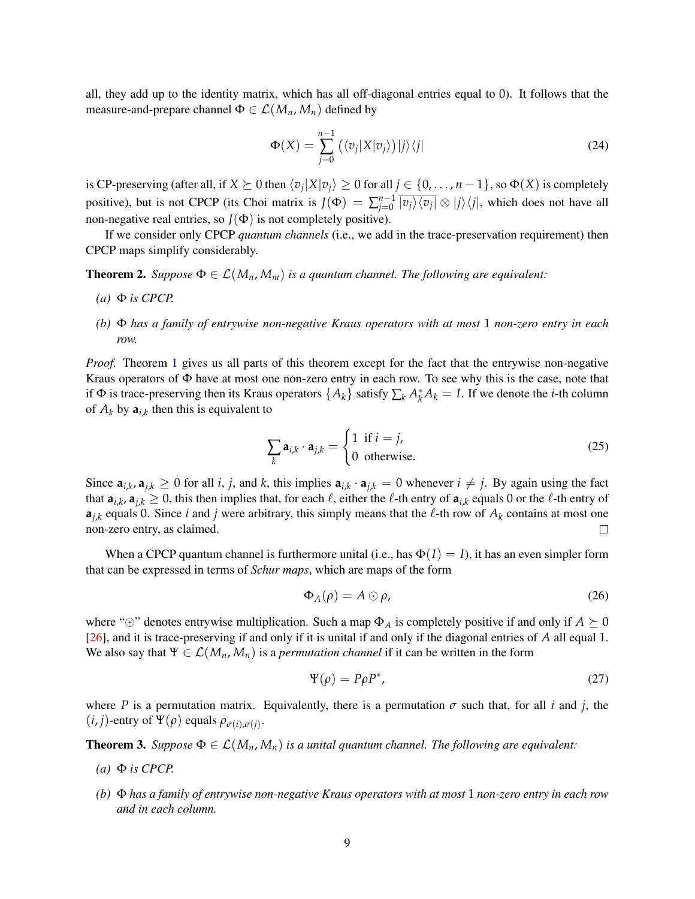all, they add up to the identity matrix, which has all off-diagonal entries equal to 0). It follows that the measure-and-prepare channel $\Phi \in \mathcal{L}(M_n, M_n)$ defined by

$$\Phi(X) = \sum_{j=0}^{n-1} \big(\langle v_j | X | v_j \rangle\big) |j\rangle\langle j| \tag{24}$$

is CP-preserving (after all, if $X \succeq 0$ then $\langle v_j | X | v_j \rangle \geq 0$ for all $j \in \{0, \ldots, n-1\}$, so $\Phi(X)$ is completely positive), but is not CPCP (its Choi matrix is $J(\Phi) = \sum_{j=0}^{n-1} \overline{|v_j\rangle\langle v_j|} \otimes |j\rangle\langle j|$, which does not have all non-negative real entries, so $J(\Phi)$ is not completely positive).

If we consider only CPCP *quantum channels* (i.e., we add in the trace-preservation requirement) then CPCP maps simplify considerably.

**Theorem 2.** *Suppose $\Phi \in \mathcal{L}(M_n, M_m)$ is a quantum channel. The following are equivalent:*

- *(a) $\Phi$ is CPCP.*
- *(b) $\Phi$ has a family of entrywise non-negative Kraus operators with at most 1 non-zero entry in each row.*

*Proof.* Theorem 1 gives us all parts of this theorem except for the fact that the entrywise non-negative Kraus operators of $\Phi$ have at most one non-zero entry in each row. To see why this is the case, note that if $\Phi$ is trace-preserving then its Kraus operators $\{A_k\}$ satisfy $\sum_k A_k^* A_k = I$. If we denote the $i$-th column of $A_k$ by $\mathbf{a}_{i,k}$ then this is equivalent to

$$\sum_k \mathbf{a}_{i,k} \cdot \mathbf{a}_{j,k} = \begin{cases} 1 & \text{if } i = j, \\ 0 & \text{otherwise.} \end{cases} \tag{25}$$

Since $\mathbf{a}_{i,k}, \mathbf{a}_{j,k} \geq 0$ for all $i$, $j$, and $k$, this implies $\mathbf{a}_{i,k} \cdot \mathbf{a}_{j,k} = 0$ whenever $i \neq j$. By again using the fact that $\mathbf{a}_{i,k}, \mathbf{a}_{j,k} \geq 0$, this then implies that, for each $\ell$, either the $\ell$-th entry of $\mathbf{a}_{i,k}$ equals 0 or the $\ell$-th entry of $\mathbf{a}_{j,k}$ equals 0. Since $i$ and $j$ were arbitrary, this simply means that the $\ell$-th row of $A_k$ contains at most one non-zero entry, as claimed. $\square$

When a CPCP quantum channel is furthermore unital (i.e., has $\Phi(I) = I$), it has an even simpler form that can be expressed in terms of *Schur maps*, which are maps of the form

$$\Phi_A(\rho) = A \odot \rho, \tag{26}$$

where "$\odot$" denotes entrywise multiplication. Such a map $\Phi_A$ is completely positive if and only if $A \succeq 0$ [26], and it is trace-preserving if and only if it is unital if and only if the diagonal entries of $A$ all equal 1. We also say that $\Psi \in \mathcal{L}(M_n, M_n)$ is a *permutation channel* if it can be written in the form

$$\Psi(\rho) = P\rho P^*, \tag{27}$$

where $P$ is a permutation matrix. Equivalently, there is a permutation $\sigma$ such that, for all $i$ and $j$, the $(i, j)$-entry of $\Psi(\rho)$ equals $\rho_{\sigma(i),\sigma(j)}$.

**Theorem 3.** *Suppose $\Phi \in \mathcal{L}(M_n, M_n)$ is a unital quantum channel. The following are equivalent:*

- *(a) $\Phi$ is CPCP.*
- *(b) $\Phi$ has a family of entrywise non-negative Kraus operators with at most 1 non-zero entry in each row and in each column.*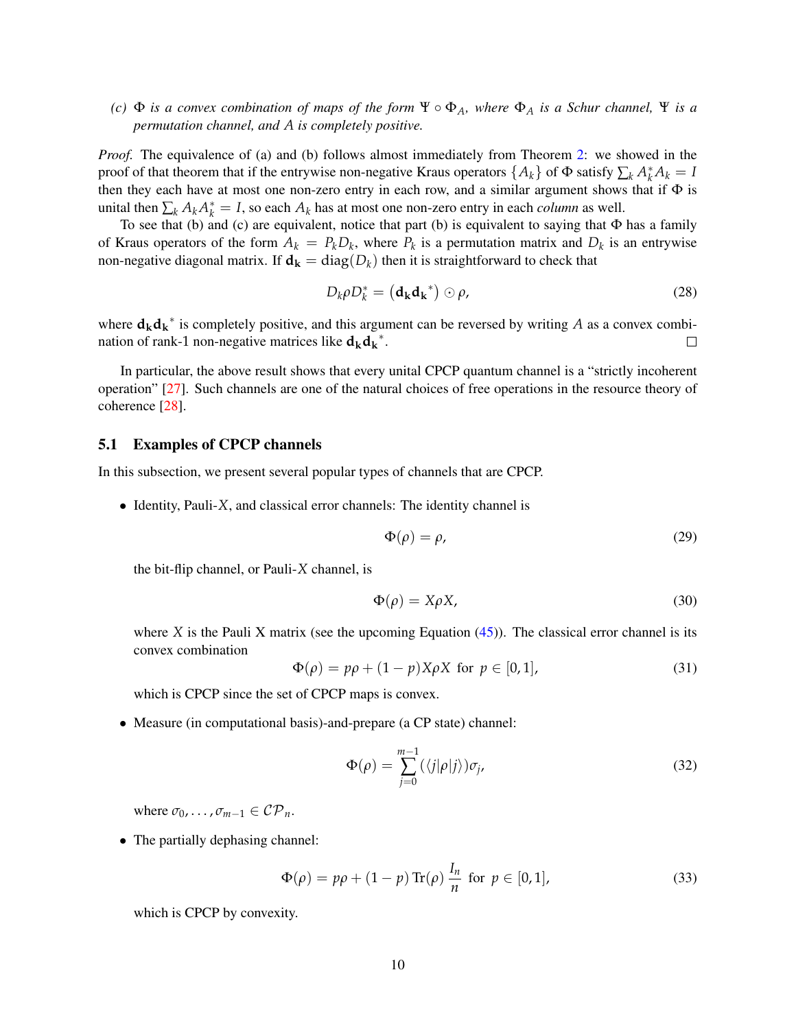*(c) $\Phi$ is a convex combination of maps of the form $\Psi \circ \Phi_A$, where $\Phi_A$ is a Schur channel, $\Psi$ is a permutation channel, and $A$ is completely positive.*

*Proof.* The equivalence of (a) and (b) follows almost immediately from Theorem 2: we showed in the proof of that theorem that if the entrywise non-negative Kraus operators $\{A_k\}$ of $\Phi$ satisfy $\sum_k A_k^* A_k = I$ then they each have at most one non-zero entry in each row, and a similar argument shows that if $\Phi$ is unital then $\sum_k A_k A_k^* = I$, so each $A_k$ has at most one non-zero entry in each *column* as well.

To see that (b) and (c) are equivalent, notice that part (b) is equivalent to saying that $\Phi$ has a family of Kraus operators of the form $A_k = P_k D_k$, where $P_k$ is a permutation matrix and $D_k$ is an entrywise non-negative diagonal matrix. If $\mathbf{d_k} = \mathrm{diag}(D_k)$ then it is straightforward to check that

$$D_k \rho D_k^* = \left(\mathbf{d_k} \mathbf{d_k}^*\right) \odot \rho, \tag{28}$$

where $\mathbf{d_k}\mathbf{d_k}^*$ is completely positive, and this argument can be reversed by writing $A$ as a convex combination of rank-1 non-negative matrices like $\mathbf{d_k}\mathbf{d_k}^*$. $\square$

In particular, the above result shows that every unital CPCP quantum channel is a "strictly incoherent operation" [27]. Such channels are one of the natural choices of free operations in the resource theory of coherence [28].

## 5.1 Examples of CPCP channels

In this subsection, we present several popular types of channels that are CPCP.

- Identity, Pauli-$X$, and classical error channels: The identity channel is

$$\Phi(\rho) = \rho, \tag{29}$$

the bit-flip channel, or Pauli-$X$ channel, is

$$\Phi(\rho) = X\rho X, \tag{30}$$

where $X$ is the Pauli X matrix (see the upcoming Equation (45)). The classical error channel is its convex combination

$$\Phi(\rho) = p\rho + (1-p)X\rho X \ \text{ for } \ p \in [0,1], \tag{31}$$

which is CPCP since the set of CPCP maps is convex.

- Measure (in computational basis)-and-prepare (a CP state) channel:

$$\Phi(\rho) = \sum_{j=0}^{m-1} (\langle j|\rho|j\rangle)\sigma_j, \tag{32}$$

where $\sigma_0, \ldots, \sigma_{m-1} \in \mathcal{CP}_n$.

- The partially dephasing channel:

$$\Phi(\rho) = p\rho + (1-p)\,\mathrm{Tr}(\rho)\,\frac{I_n}{n} \ \text{ for } \ p \in [0,1], \tag{33}$$

which is CPCP by convexity.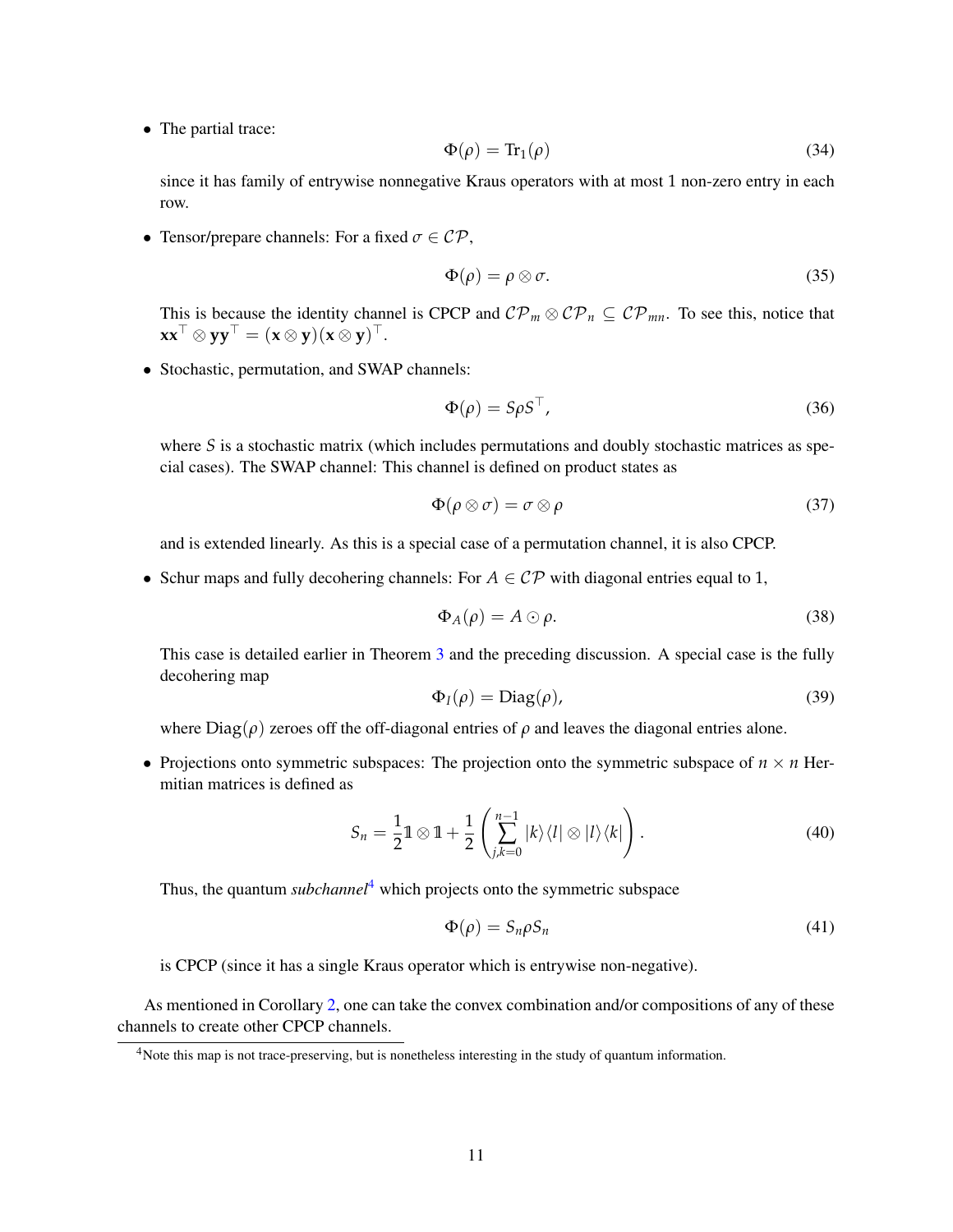- The partial trace:

$$\Phi(\rho) = \mathrm{Tr}_1(\rho) \tag{34}$$

since it has family of entrywise nonnegative Kraus operators with at most 1 non-zero entry in each row.

- Tensor/prepare channels: For a fixed $\sigma \in \mathcal{CP}$,

$$\Phi(\rho) = \rho \otimes \sigma. \tag{35}$$

This is because the identity channel is CPCP and $\mathcal{CP}_m \otimes \mathcal{CP}_n \subseteq \mathcal{CP}_{mn}$. To see this, notice that $\mathbf{x}\mathbf{x}^\top \otimes \mathbf{y}\mathbf{y}^\top = (\mathbf{x} \otimes \mathbf{y})(\mathbf{x} \otimes \mathbf{y})^\top$.

- Stochastic, permutation, and SWAP channels:

$$\Phi(\rho) = S\rho S^\top, \tag{36}$$

where $S$ is a stochastic matrix (which includes permutations and doubly stochastic matrices as special cases). The SWAP channel: This channel is defined on product states as

$$\Phi(\rho \otimes \sigma) = \sigma \otimes \rho \tag{37}$$

and is extended linearly. As this is a special case of a permutation channel, it is also CPCP.

- Schur maps and fully decohering channels: For $A \in \mathcal{CP}$ with diagonal entries equal to 1,

$$\Phi_A(\rho) = A \odot \rho. \tag{38}$$

This case is detailed earlier in Theorem 3 and the preceding discussion. A special case is the fully decohering map

$$\Phi_I(\rho) = \mathrm{Diag}(\rho), \tag{39}$$

where $\mathrm{Diag}(\rho)$ zeroes off the off-diagonal entries of $\rho$ and leaves the diagonal entries alone.

- Projections onto symmetric subspaces: The projection onto the symmetric subspace of $n \times n$ Hermitian matrices is defined as

$$S_n = \frac{1}{2}\mathbb{1} \otimes \mathbb{1} + \frac{1}{2}\left(\sum_{j,k=0}^{n-1} |k\rangle\langle l| \otimes |l\rangle\langle k|\right). \tag{40}$$

Thus, the quantum *subchannel*[4] which projects onto the symmetric subspace

$$\Phi(\rho) = S_n \rho S_n \tag{41}$$

is CPCP (since it has a single Kraus operator which is entrywise non-negative).

As mentioned in Corollary 2, one can take the convex combination and/or compositions of any of these channels to create other CPCP channels.

[4] Note this map is not trace-preserving, but is nonetheless interesting in the study of quantum information.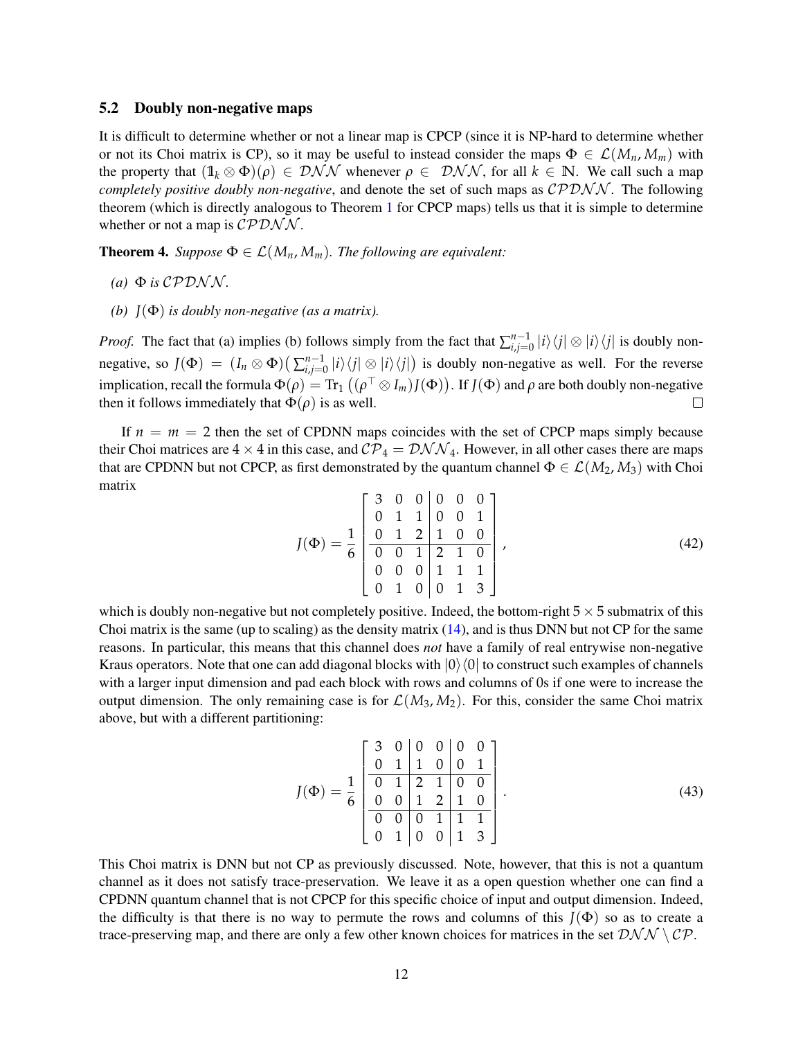### 5.2 Doubly non-negative maps

It is difficult to determine whether or not a linear map is CPCP (since it is NP-hard to determine whether or not its Choi matrix is CP), so it may be useful to instead consider the maps $\Phi \in \mathcal{L}(M_n, M_m)$ with the property that $(\mathbb{1}_k \otimes \Phi)(\rho) \in \mathcal{DNN}$ whenever $\rho \in \mathcal{DNN}$, for all $k \in \mathbb{N}$. We call such a map *completely positive doubly non-negative*, and denote the set of such maps as $\mathcal{CPDNN}$. The following theorem (which is directly analogous to Theorem 1 for CPCP maps) tells us that it is simple to determine whether or not a map is $\mathcal{CPDNN}$.

**Theorem 4.** *Suppose $\Phi \in \mathcal{L}(M_n, M_m)$. The following are equivalent:*

*(a) $\Phi$ is $\mathcal{CPDNN}$.*

*(b) $J(\Phi)$ is doubly non-negative (as a matrix).*

*Proof.* The fact that (a) implies (b) follows simply from the fact that $\sum_{i,j=0}^{n-1} |i\rangle\langle j| \otimes |i\rangle\langle j|$ is doubly non-negative, so $J(\Phi) = (I_n \otimes \Phi)\big(\sum_{i,j=0}^{n-1} |i\rangle\langle j| \otimes |i\rangle\langle j|\big)$ is doubly non-negative as well. For the reverse implication, recall the formula $\Phi(\rho) = \mathrm{Tr}_1\big((\rho^\top \otimes I_m)J(\Phi)\big)$. If $J(\Phi)$ and $\rho$ are both doubly non-negative then it follows immediately that $\Phi(\rho)$ is as well. $\square$

If $n = m = 2$ then the set of CPDNN maps coincides with the set of CPCP maps simply because their Choi matrices are $4 \times 4$ in this case, and $\mathcal{CP}_4 = \mathcal{DNN}_4$. However, in all other cases there are maps that are CPDNN but not CPCP, as first demonstrated by the quantum channel $\Phi \in \mathcal{L}(M_2, M_3)$ with Choi matrix

$$J(\Phi) = \frac{1}{6}\left[\begin{array}{ccc|ccc} 3 & 0 & 0 & 0 & 0 & 0 \\ 0 & 1 & 1 & 0 & 0 & 1 \\ 0 & 1 & 2 & 1 & 0 & 0 \\ \hline 0 & 0 & 1 & 2 & 1 & 0 \\ 0 & 0 & 0 & 1 & 1 & 1 \\ 0 & 1 & 0 & 0 & 1 & 3 \end{array}\right], \tag{42}$$

which is doubly non-negative but not completely positive. Indeed, the bottom-right $5 \times 5$ submatrix of this Choi matrix is the same (up to scaling) as the density matrix (14), and is thus DNN but not CP for the same reasons. In particular, this means that this channel does *not* have a family of real entrywise non-negative Kraus operators. Note that one can add diagonal blocks with $|0\rangle\langle 0|$ to construct such examples of channels with a larger input dimension and pad each block with rows and columns of 0s if one were to increase the output dimension. The only remaining case is for $\mathcal{L}(M_3, M_2)$. For this, consider the same Choi matrix above, but with a different partitioning:

$$J(\Phi) = \frac{1}{6}\left[\begin{array}{cc|cc|cc} 3 & 0 & 0 & 0 & 0 & 0 \\ 0 & 1 & 1 & 0 & 0 & 1 \\ \hline 0 & 1 & 2 & 1 & 0 & 0 \\ 0 & 0 & 1 & 2 & 1 & 0 \\ \hline 0 & 0 & 0 & 1 & 1 & 1 \\ 0 & 1 & 0 & 0 & 1 & 3 \end{array}\right]. \tag{43}$$

This Choi matrix is DNN but not CP as previously discussed. Note, however, that this is not a quantum channel as it does not satisfy trace-preservation. We leave it as a open question whether one can find a CPDNN quantum channel that is not CPCP for this specific choice of input and output dimension. Indeed, the difficulty is that there is no way to permute the rows and columns of this $J(\Phi)$ so as to create a trace-preserving map, and there are only a few other known choices for matrices in the set $\mathcal{DNN} \setminus \mathcal{CP}$.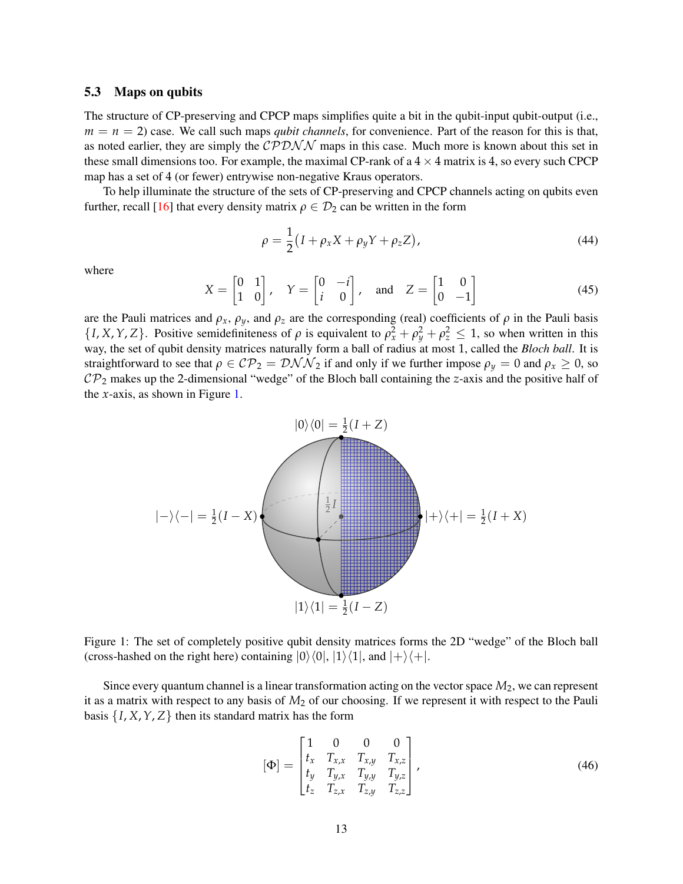### 5.3 Maps on qubits

The structure of CP-preserving and CPCP maps simplifies quite a bit in the qubit-input qubit-output (i.e., $m = n = 2$) case. We call such maps *qubit channels*, for convenience. Part of the reason for this is that, as noted earlier, they are simply the $\mathcal{CPDNN}$ maps in this case. Much more is known about this set in these small dimensions too. For example, the maximal CP-rank of a $4 \times 4$ matrix is 4, so every such CPCP map has a set of 4 (or fewer) entrywise non-negative Kraus operators.

To help illuminate the structure of the sets of CP-preserving and CPCP channels acting on qubits even further, recall [16] that every density matrix $\rho \in \mathcal{D}_2$ can be written in the form

$$\rho = \frac{1}{2}\big(I + \rho_x X + \rho_y Y + \rho_z Z\big), \tag{44}$$

where

$$X = \begin{bmatrix} 0 & 1 \\ 1 & 0 \end{bmatrix}, \quad Y = \begin{bmatrix} 0 & -i \\ i & 0 \end{bmatrix}, \quad \text{and} \quad Z = \begin{bmatrix} 1 & 0 \\ 0 & -1 \end{bmatrix} \tag{45}$$

are the Pauli matrices and $\rho_x$, $\rho_y$, and $\rho_z$ are the corresponding (real) coefficients of $\rho$ in the Pauli basis $\{I, X, Y, Z\}$. Positive semidefiniteness of $\rho$ is equivalent to $\rho_x^2 + \rho_y^2 + \rho_z^2 \leq 1$, so when written in this way, the set of qubit density matrices naturally form a ball of radius at most 1, called the *Bloch ball*. It is straightforward to see that $\rho \in \mathcal{CP}_2 = \mathcal{DNN}_2$ if and only if we further impose $\rho_y = 0$ and $\rho_x \geq 0$, so $\mathcal{CP}_2$ makes up the 2-dimensional "wedge" of the Bloch ball containing the $z$-axis and the positive half of the $x$-axis, as shown in Figure 1.

Figure 1: The set of completely positive qubit density matrices forms the 2D "wedge" of the Bloch ball (cross-hashed on the right here) containing $|0\rangle\langle 0|$, $|1\rangle\langle 1|$, and $|+\rangle\langle +|$.

Since every quantum channel is a linear transformation acting on the vector space $M_2$, we can represent it as a matrix with respect to any basis of $M_2$ of our choosing. If we represent it with respect to the Pauli basis $\{I, X, Y, Z\}$ then its standard matrix has the form

$$[\Phi] = \begin{bmatrix} 1 & 0 & 0 & 0 \\ t_x & T_{x,x} & T_{x,y} & T_{x,z} \\ t_y & T_{y,x} & T_{y,y} & T_{y,z} \\ t_z & T_{z,x} & T_{z,y} & T_{z,z} \end{bmatrix}, \tag{46}$$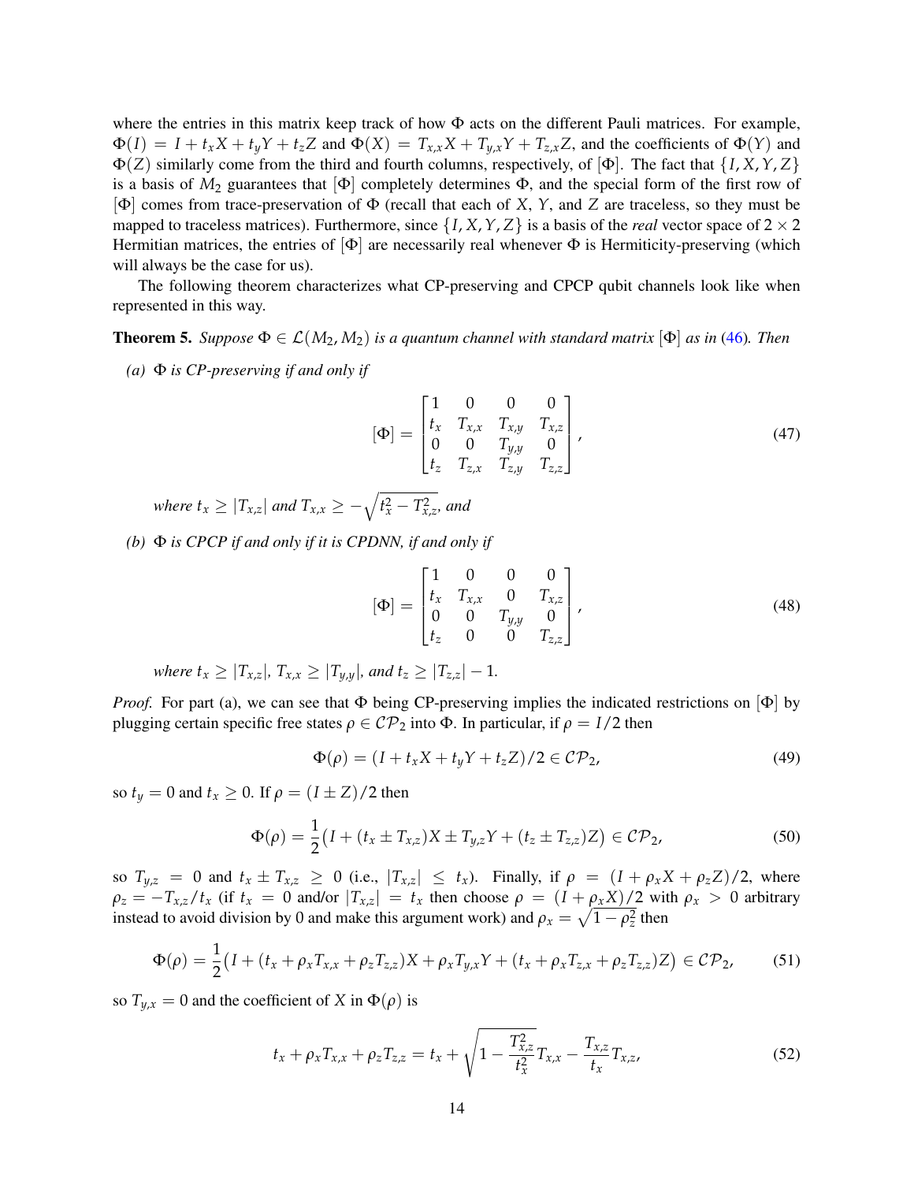where the entries in this matrix keep track of how $\Phi$ acts on the different Pauli matrices. For example, $\Phi(I) = I + t_x X + t_y Y + t_z Z$ and $\Phi(X) = T_{x,x}X + T_{y,x}Y + T_{z,x}Z$, and the coefficients of $\Phi(Y)$ and $\Phi(Z)$ similarly come from the third and fourth columns, respectively, of $[\Phi]$. The fact that $\{I, X, Y, Z\}$ is a basis of $M_2$ guarantees that $[\Phi]$ completely determines $\Phi$, and the special form of the first row of $[\Phi]$ comes from trace-preservation of $\Phi$ (recall that each of $X$, $Y$, and $Z$ are traceless, so they must be mapped to traceless matrices). Furthermore, since $\{I, X, Y, Z\}$ is a basis of the *real* vector space of $2 \times 2$ Hermitian matrices, the entries of $[\Phi]$ are necessarily real whenever $\Phi$ is Hermiticity-preserving (which will always be the case for us).

The following theorem characterizes what CP-preserving and CPCP qubit channels look like when represented in this way.

**Theorem 5.** *Suppose $\Phi \in \mathcal{L}(M_2, M_2)$ is a quantum channel with standard matrix $[\Phi]$ as in (46). Then*

*(a) $\Phi$ is CP-preserving if and only if*

$$[\Phi] = \begin{bmatrix} 1 & 0 & 0 & 0 \\ t_x & T_{x,x} & T_{x,y} & T_{x,z} \\ 0 & 0 & T_{y,y} & 0 \\ t_z & T_{z,x} & T_{z,y} & T_{z,z} \end{bmatrix}, \tag{47}$$

*where $t_x \geq |T_{x,z}|$ and $T_{x,x} \geq -\sqrt{t_x^2 - T_{x,z}^2}$, and*

*(b) $\Phi$ is CPCP if and only if it is CPDNN, if and only if*

$$[\Phi] = \begin{bmatrix} 1 & 0 & 0 & 0 \\ t_x & T_{x,x} & 0 & T_{x,z} \\ 0 & 0 & T_{y,y} & 0 \\ t_z & 0 & 0 & T_{z,z} \end{bmatrix}, \tag{48}$$

*where $t_x \geq |T_{x,z}|$, $T_{x,x} \geq |T_{y,y}|$, and $t_z \geq |T_{z,z}| - 1$.*

*Proof.* For part (a), we can see that $\Phi$ being CP-preserving implies the indicated restrictions on $[\Phi]$ by plugging certain specific free states $\rho \in \mathcal{CP}_2$ into $\Phi$. In particular, if $\rho = I/2$ then

$$\Phi(\rho) = (I + t_x X + t_y Y + t_z Z)/2 \in \mathcal{CP}_2, \tag{49}$$

so $t_y = 0$ and $t_x \geq 0$. If $\rho = (I \pm Z)/2$ then

$$\Phi(\rho) = \frac{1}{2}\big(I + (t_x \pm T_{x,z})X \pm T_{y,z}Y + (t_z \pm T_{z,z})Z\big) \in \mathcal{CP}_2, \tag{50}$$

so $T_{y,z} = 0$ and $t_x \pm T_{x,z} \geq 0$ (i.e., $|T_{x,z}| \leq t_x$). Finally, if $\rho = (I + \rho_x X + \rho_z Z)/2$, where $\rho_z = -T_{x,z}/t_x$ (if $t_x = 0$ and/or $|T_{x,z}| = t_x$ then choose $\rho = (I + \rho_x X)/2$ with $\rho_x > 0$ arbitrary instead to avoid division by 0 and make this argument work) and $\rho_x = \sqrt{1 - \rho_z^2}$ then

$$\Phi(\rho) = \frac{1}{2}\big(I + (t_x + \rho_x T_{x,x} + \rho_z T_{z,z})X + \rho_x T_{y,x}Y + (t_x + \rho_x T_{z,x} + \rho_z T_{z,z})Z\big) \in \mathcal{CP}_2, \tag{51}$$

so $T_{y,x} = 0$ and the coefficient of $X$ in $\Phi(\rho)$ is

$$t_x + \rho_x T_{x,x} + \rho_z T_{z,z} = t_x + \sqrt{1 - \frac{T_{x,z}^2}{t_x^2}}\, T_{x,x} - \frac{T_{x,z}}{t_x} T_{x,z}, \tag{52}$$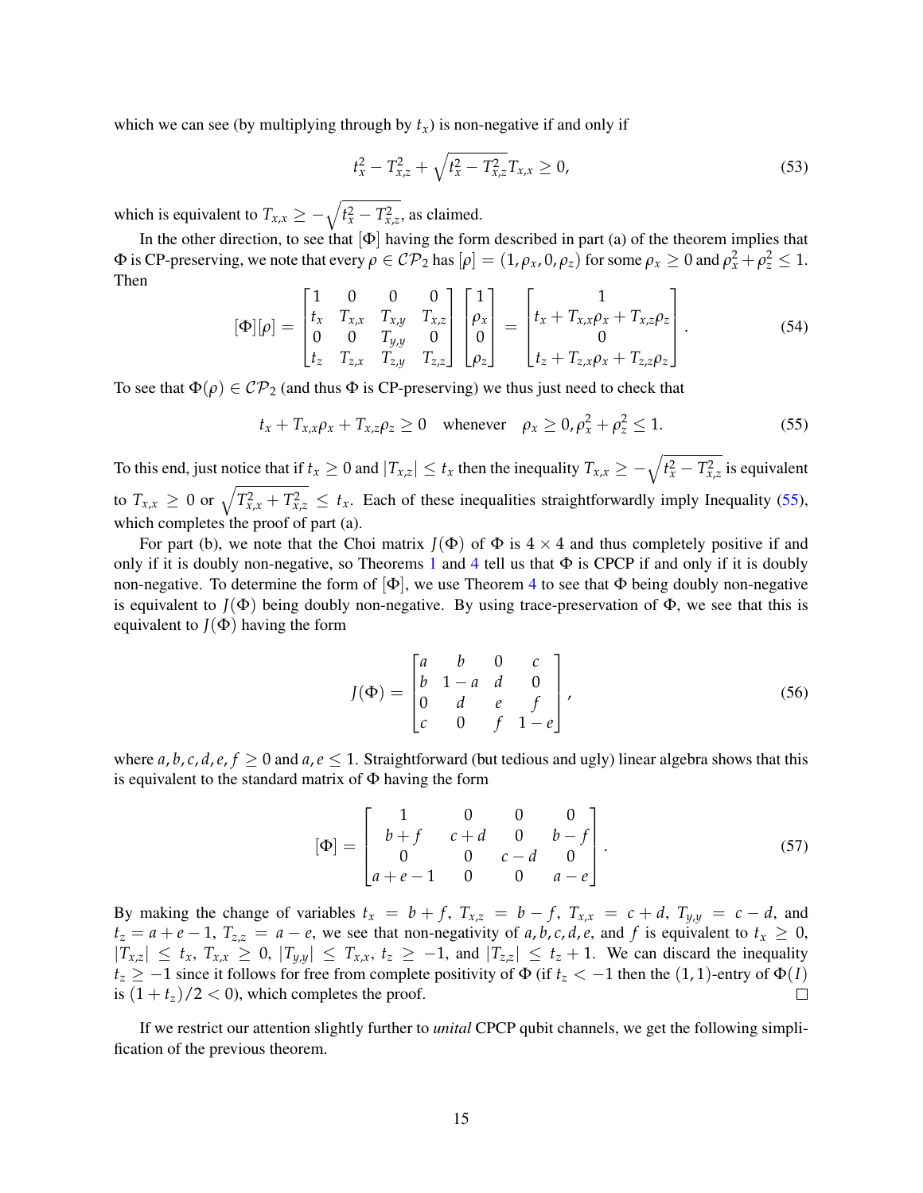which we can see (by multiplying through by $t_x$) is non-negative if and only if

$$t_x^2 - T_{x,z}^2 + \sqrt{t_x^2 - T_{x,z}^2}\,T_{x,x} \geq 0, \tag{53}$$

which is equivalent to $T_{x,x} \geq -\sqrt{t_x^2 - T_{x,z}^2}$, as claimed.

In the other direction, to see that $[\Phi]$ having the form described in part (a) of the theorem implies that $\Phi$ is CP-preserving, we note that every $\rho \in \mathcal{CP}_2$ has $[\rho] = (1, \rho_x, 0, \rho_z)$ for some $\rho_x \geq 0$ and $\rho_x^2 + \rho_z^2 \leq 1$. Then

$$[\Phi][\rho] = \begin{bmatrix} 1 & 0 & 0 & 0 \\ t_x & T_{x,x} & T_{x,y} & T_{x,z} \\ 0 & 0 & T_{y,y} & 0 \\ t_z & T_{z,x} & T_{z,y} & T_{z,z} \end{bmatrix} \begin{bmatrix} 1 \\ \rho_x \\ 0 \\ \rho_z \end{bmatrix} = \begin{bmatrix} 1 \\ t_x + T_{x,x}\rho_x + T_{x,z}\rho_z \\ 0 \\ t_z + T_{z,x}\rho_x + T_{z,z}\rho_z \end{bmatrix}. \tag{54}$$

To see that $\Phi(\rho) \in \mathcal{CP}_2$ (and thus $\Phi$ is CP-preserving) we thus just need to check that

$$t_x + T_{x,x}\rho_x + T_{x,z}\rho_z \geq 0 \quad \text{whenever} \quad \rho_x \geq 0, \rho_x^2 + \rho_z^2 \leq 1. \tag{55}$$

To this end, just notice that if $t_x \geq 0$ and $|T_{x,z}| \leq t_x$ then the inequality $T_{x,x} \geq -\sqrt{t_x^2 - T_{x,z}^2}$ is equivalent to $T_{x,x} \geq 0$ or $\sqrt{T_{x,x}^2 + T_{x,z}^2} \leq t_x$. Each of these inequalities straightforwardly imply Inequality (55), which completes the proof of part (a).

For part (b), we note that the Choi matrix $J(\Phi)$ of $\Phi$ is $4 \times 4$ and thus completely positive if and only if it is doubly non-negative, so Theorems 1 and 4 tell us that $\Phi$ is CPCP if and only if it is doubly non-negative. To determine the form of $[\Phi]$, we use Theorem 4 to see that $\Phi$ being doubly non-negative is equivalent to $J(\Phi)$ being doubly non-negative. By using trace-preservation of $\Phi$, we see that this is equivalent to $J(\Phi)$ having the form

$$J(\Phi) = \begin{bmatrix} a & b & 0 & c \\ b & 1-a & d & 0 \\ 0 & d & e & f \\ c & 0 & f & 1-e \end{bmatrix}, \tag{56}$$

where $a, b, c, d, e, f \geq 0$ and $a, e \leq 1$. Straightforward (but tedious and ugly) linear algebra shows that this is equivalent to the standard matrix of $\Phi$ having the form

$$[\Phi] = \begin{bmatrix} 1 & 0 & 0 & 0 \\ b+f & c+d & 0 & b-f \\ 0 & 0 & c-d & 0 \\ a+e-1 & 0 & 0 & a-e \end{bmatrix}. \tag{57}$$

By making the change of variables $t_x = b + f$, $T_{x,z} = b - f$, $T_{x,x} = c + d$, $T_{y,y} = c - d$, and $t_z = a + e - 1$, $T_{z,z} = a - e$, we see that non-negativity of $a, b, c, d, e$, and $f$ is equivalent to $t_x \geq 0$, $|T_{x,z}| \leq t_x$, $T_{x,x} \geq 0$, $|T_{y,y}| \leq T_{x,x}$, $t_z \geq -1$, and $|T_{z,z}| \leq t_z + 1$. We can discard the inequality $t_z \geq -1$ since it follows for free from complete positivity of $\Phi$ (if $t_z < -1$ then the $(1,1)$-entry of $\Phi(I)$ is $(1 + t_z)/2 < 0$), which completes the proof. ∎

If we restrict our attention slightly further to *unital* CPCP qubit channels, we get the following simplification of the previous theorem.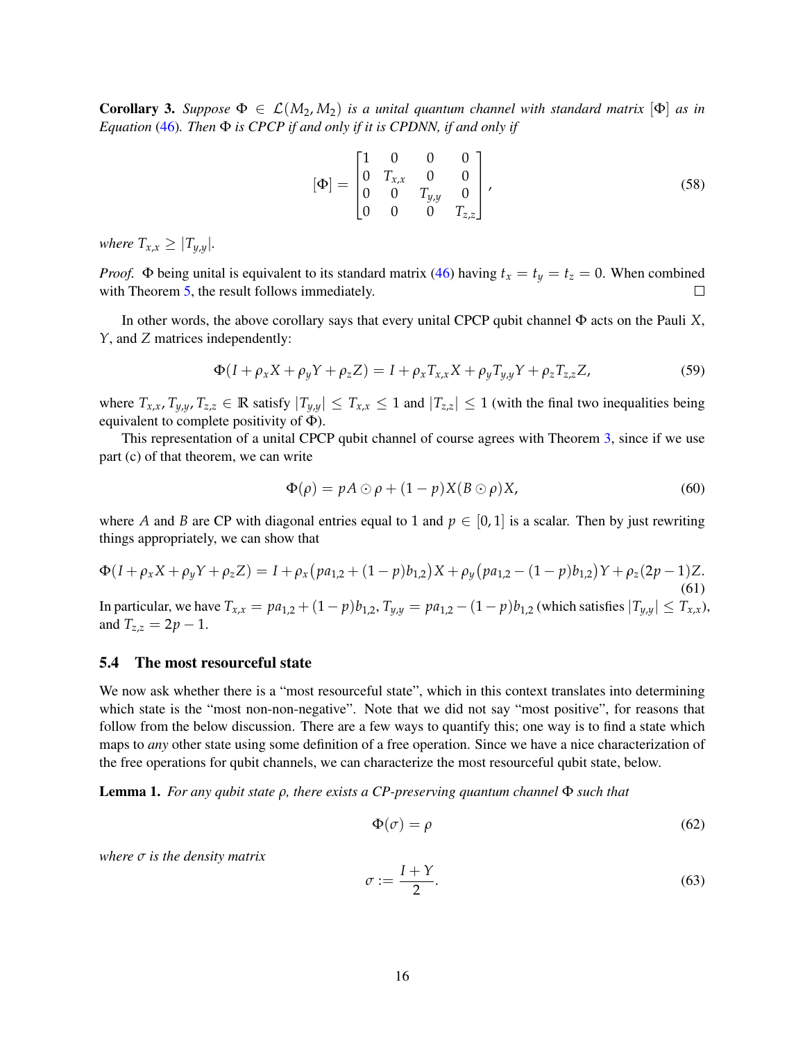**Corollary 3.** *Suppose* $\Phi \in \mathcal{L}(M_2, M_2)$ *is a unital quantum channel with standard matrix* $[\Phi]$ *as in Equation* (46)*. Then* $\Phi$ *is CPCP if and only if it is CPDNN, if and only if*

$$[\Phi] = \begin{bmatrix} 1 & 0 & 0 & 0 \\ 0 & T_{x,x} & 0 & 0 \\ 0 & 0 & T_{y,y} & 0 \\ 0 & 0 & 0 & T_{z,z} \end{bmatrix}, \tag{58}$$

*where* $T_{x,x} \geq |T_{y,y}|$.

*Proof.* $\Phi$ being unital is equivalent to its standard matrix (46) having $t_x = t_y = t_z = 0$. When combined with Theorem 5, the result follows immediately. □

In other words, the above corollary says that every unital CPCP qubit channel $\Phi$ acts on the Pauli $X$, $Y$, and $Z$ matrices independently:

$$\Phi(I + \rho_x X + \rho_y Y + \rho_z Z) = I + \rho_x T_{x,x} X + \rho_y T_{y,y} Y + \rho_z T_{z,z} Z, \tag{59}$$

where $T_{x,x}, T_{y,y}, T_{z,z} \in \mathbb{R}$ satisfy $|T_{y,y}| \leq T_{x,x} \leq 1$ and $|T_{z,z}| \leq 1$ (with the final two inequalities being equivalent to complete positivity of $\Phi$).

This representation of a unital CPCP qubit channel of course agrees with Theorem 3, since if we use part (c) of that theorem, we can write

$$\Phi(\rho) = pA \odot \rho + (1-p)X(B \odot \rho)X, \tag{60}$$

where $A$ and $B$ are CP with diagonal entries equal to 1 and $p \in [0,1]$ is a scalar. Then by just rewriting things appropriately, we can show that

$$\Phi(I + \rho_x X + \rho_y Y + \rho_z Z) = I + \rho_x\big(pa_{1,2} + (1-p)b_{1,2}\big)X + \rho_y\big(pa_{1,2} - (1-p)b_{1,2}\big)Y + \rho_z(2p-1)Z. \tag{61}$$

In particular, we have $T_{x,x} = pa_{1,2} + (1-p)b_{1,2}$, $T_{y,y} = pa_{1,2} - (1-p)b_{1,2}$ (which satisfies $|T_{y,y}| \leq T_{x,x}$), and $T_{z,z} = 2p - 1$.

### 5.4 The most resourceful state

We now ask whether there is a "most resourceful state", which in this context translates into determining which state is the "most non-non-negative". Note that we did not say "most positive", for reasons that follow from the below discussion. There are a few ways to quantify this; one way is to find a state which maps to *any* other state using some definition of a free operation. Since we have a nice characterization of the free operations for qubit channels, we can characterize the most resourceful qubit state, below.

**Lemma 1.** *For any qubit state* $\rho$*, there exists a CP-preserving quantum channel* $\Phi$ *such that*

$$\Phi(\sigma) = \rho \tag{62}$$

*where* $\sigma$ *is the density matrix*

$$\sigma := \frac{I + Y}{2}. \tag{63}$$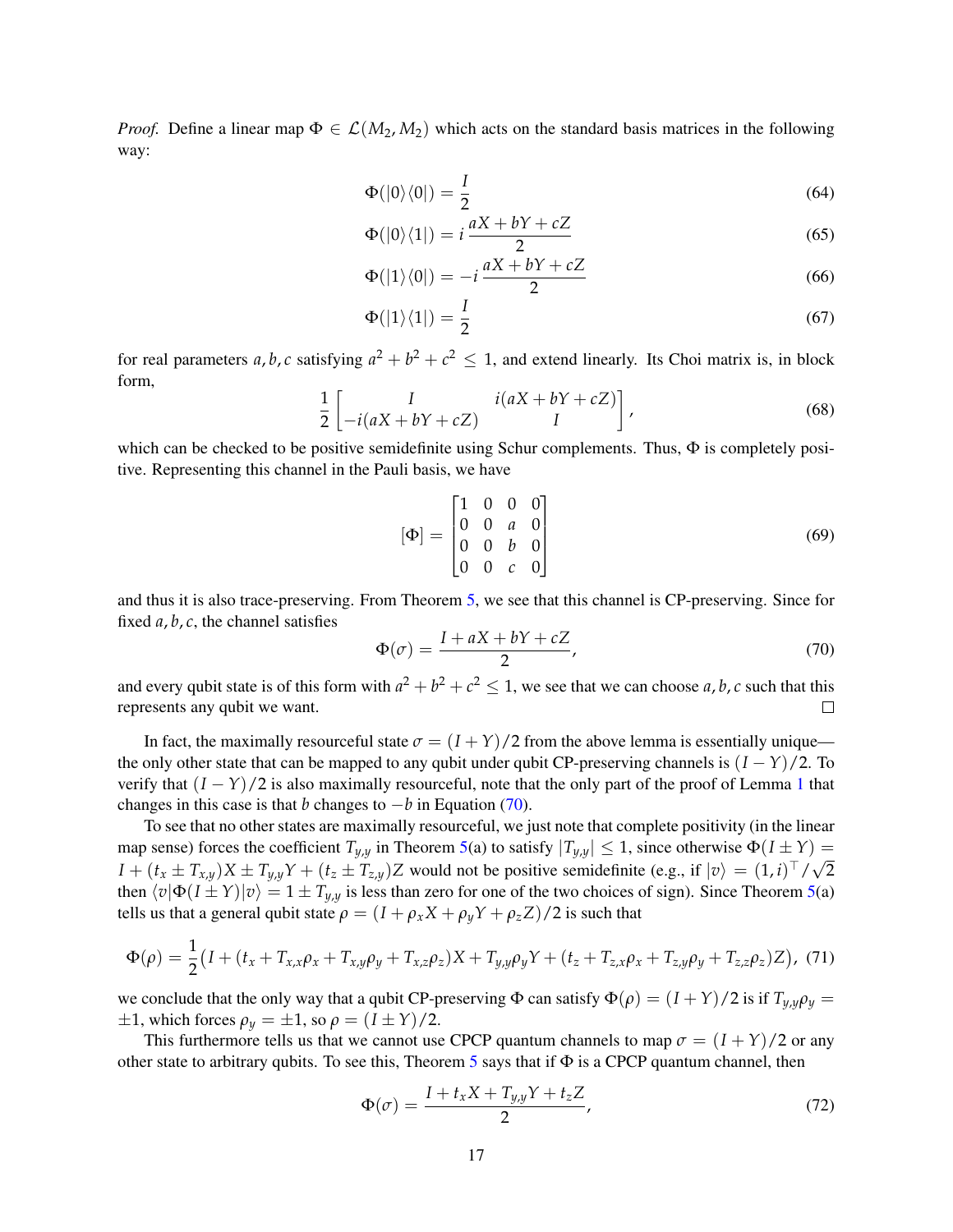*Proof.* Define a linear map $\Phi \in \mathcal{L}(M_2, M_2)$ which acts on the standard basis matrices in the following way:

$$\Phi(|0\rangle\langle 0|) = \frac{I}{2} \tag{64}$$

$$\Phi(|0\rangle\langle 1|) = i\,\frac{aX + bY + cZ}{2} \tag{65}$$

$$\Phi(|1\rangle\langle 0|) = -i\,\frac{aX + bY + cZ}{2} \tag{66}$$

$$\Phi(|1\rangle\langle 1|) = \frac{I}{2} \tag{67}$$

for real parameters $a, b, c$ satisfying $a^2 + b^2 + c^2 \leq 1$, and extend linearly. Its Choi matrix is, in block form,

$$\frac{1}{2}\begin{bmatrix} I & i(aX + bY + cZ) \\ -i(aX + bY + cZ) & I \end{bmatrix}, \tag{68}$$

which can be checked to be positive semidefinite using Schur complements. Thus, $\Phi$ is completely positive. Representing this channel in the Pauli basis, we have

$$[\Phi] = \begin{bmatrix} 1 & 0 & 0 & 0 \\ 0 & 0 & a & 0 \\ 0 & 0 & b & 0 \\ 0 & 0 & c & 0 \end{bmatrix} \tag{69}$$

and thus it is also trace-preserving. From Theorem 5, we see that this channel is CP-preserving. Since for fixed $a, b, c$, the channel satisfies

$$\Phi(\sigma) = \frac{I + aX + bY + cZ}{2}, \tag{70}$$

and every qubit state is of this form with $a^2 + b^2 + c^2 \leq 1$, we see that we can choose $a, b, c$ such that this represents any qubit we want. $\square$

In fact, the maximally resourceful state $\sigma = (I + Y)/2$ from the above lemma is essentially unique—the only other state that can be mapped to any qubit under qubit CP-preserving channels is $(I - Y)/2$. To verify that $(I - Y)/2$ is also maximally resourceful, note that the only part of the proof of Lemma 1 that changes in this case is that $b$ changes to $-b$ in Equation (70).

To see that no other states are maximally resourceful, we just note that complete positivity (in the linear map sense) forces the coefficient $T_{y,y}$ in Theorem 5(a) to satisfy $|T_{y,y}| \leq 1$, since otherwise $\Phi(I \pm Y) = I + (t_x \pm T_{x,y})X \pm T_{y,y}Y + (t_z \pm T_{z,y})Z$ would not be positive semidefinite (e.g., if $|v\rangle = (1, i)^\top/\sqrt{2}$ then $\langle v|\Phi(I \pm Y)|v\rangle = 1 \pm T_{y,y}$ is less than zero for one of the two choices of sign). Since Theorem 5(a) tells us that a general qubit state $\rho = (I + \rho_x X + \rho_y Y + \rho_z Z)/2$ is such that

$$\Phi(\rho) = \frac{1}{2}\big(I + (t_x + T_{x,x}\rho_x + T_{x,y}\rho_y + T_{x,z}\rho_z)X + T_{y,y}\rho_y Y + (t_z + T_{z,x}\rho_x + T_{z,y}\rho_y + T_{z,z}\rho_z)Z\big), \tag{71}$$

we conclude that the only way that a qubit CP-preserving $\Phi$ can satisfy $\Phi(\rho) = (I + Y)/2$ is if $T_{y,y}\rho_y = \pm 1$, which forces $\rho_y = \pm 1$, so $\rho = (I \pm Y)/2$.

This furthermore tells us that we cannot use CPCP quantum channels to map $\sigma = (I + Y)/2$ or any other state to arbitrary qubits. To see this, Theorem 5 says that if $\Phi$ is a CPCP quantum channel, then

$$\Phi(\sigma) = \frac{I + t_x X + T_{y,y} Y + t_z Z}{2}, \tag{72}$$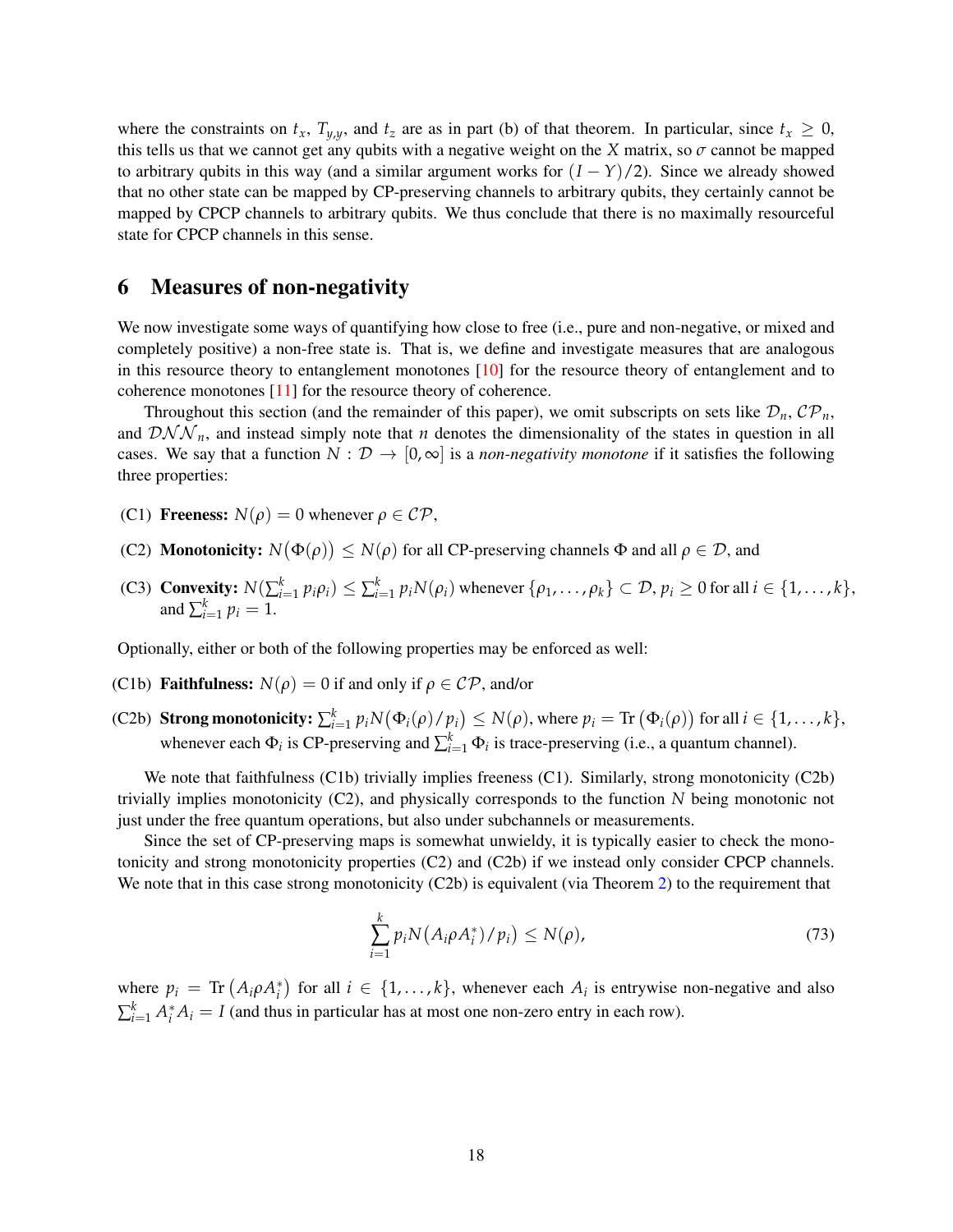where the constraints on $t_x$, $T_{y,y}$, and $t_z$ are as in part (b) of that theorem. In particular, since $t_x \geq 0$, this tells us that we cannot get any qubits with a negative weight on the $X$ matrix, so $\sigma$ cannot be mapped to arbitrary qubits in this way (and a similar argument works for $(I - Y)/2$). Since we already showed that no other state can be mapped by CP-preserving channels to arbitrary qubits, they certainly cannot be mapped by CPCP channels to arbitrary qubits. We thus conclude that there is no maximally resourceful state for CPCP channels in this sense.

## 6 Measures of non-negativity

We now investigate some ways of quantifying how close to free (i.e., pure and non-negative, or mixed and completely positive) a non-free state is. That is, we define and investigate measures that are analogous in this resource theory to entanglement monotones [10] for the resource theory of entanglement and to coherence monotones [11] for the resource theory of coherence.

Throughout this section (and the remainder of this paper), we omit subscripts on sets like $\mathcal{D}_n$, $\mathcal{CP}_n$, and $\mathcal{DNN}_n$, and instead simply note that $n$ denotes the dimensionality of the states in question in all cases. We say that a function $N : \mathcal{D} \to [0, \infty]$ is a *non-negativity monotone* if it satisfies the following three properties:

- (C1) **Freeness:** $N(\rho) = 0$ whenever $\rho \in \mathcal{CP}$,
- (C2) **Monotonicity:** $N\big(\Phi(\rho)\big) \leq N(\rho)$ for all CP-preserving channels $\Phi$ and all $\rho \in \mathcal{D}$, and
- (C3) **Convexity:** $N(\sum_{i=1}^k p_i \rho_i) \leq \sum_{i=1}^k p_i N(\rho_i)$ whenever $\{\rho_1, \ldots, \rho_k\} \subset \mathcal{D}$, $p_i \geq 0$ for all $i \in \{1, \ldots, k\}$, and $\sum_{i=1}^k p_i = 1$.

Optionally, either or both of the following properties may be enforced as well:

- (C1b) **Faithfulness:** $N(\rho) = 0$ if and only if $\rho \in \mathcal{CP}$, and/or
- (C2b) **Strong monotonicity:** $\sum_{i=1}^k p_i N\big(\Phi_i(\rho)/p_i\big) \leq N(\rho)$, where $p_i = \mathrm{Tr}\,\big(\Phi_i(\rho)\big)$ for all $i \in \{1, \ldots, k\}$, whenever each $\Phi_i$ is CP-preserving and $\sum_{i=1}^k \Phi_i$ is trace-preserving (i.e., a quantum channel).

We note that faithfulness (C1b) trivially implies freeness (C1). Similarly, strong monotonicity (C2b) trivially implies monotonicity (C2), and physically corresponds to the function $N$ being monotonic not just under the free quantum operations, but also under subchannels or measurements.

Since the set of CP-preserving maps is somewhat unwieldy, it is typically easier to check the monotonicity and strong monotonicity properties (C2) and (C2b) if we instead only consider CPCP channels. We note that in this case strong monotonicity (C2b) is equivalent (via Theorem 2) to the requirement that

$$\sum_{i=1}^k p_i N\big(A_i \rho A_i^*\big/p_i\big) \leq N(\rho), \tag{73}$$

where $p_i = \mathrm{Tr}\,\big(A_i \rho A_i^*\big)$ for all $i \in \{1, \ldots, k\}$, whenever each $A_i$ is entrywise non-negative and also $\sum_{i=1}^k A_i^* A_i = I$ (and thus in particular has at most one non-zero entry in each row).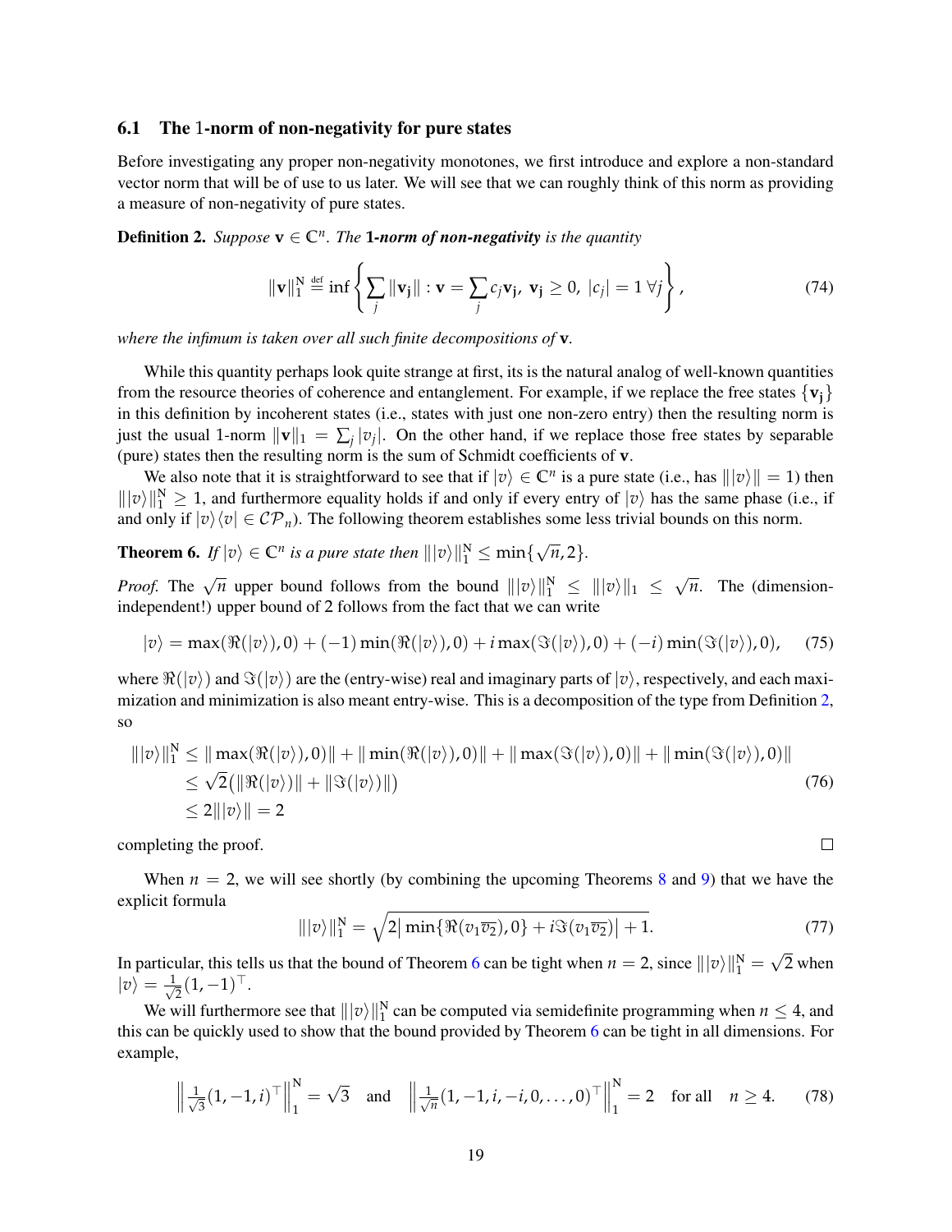### 6.1 The 1-norm of non-negativity for pure states

Before investigating any proper non-negativity monotones, we first introduce and explore a non-standard vector norm that will be of use to us later. We will see that we can roughly think of this norm as providing a measure of non-negativity of pure states.

**Definition 2.** *Suppose* $\mathbf{v} \in \mathbb{C}^n$. *The* ***1-norm of non-negativity*** *is the quantity*

$$\|\mathbf{v}\|_1^{\mathrm{N}} \stackrel{\text{def}}{=} \inf\left\{ \sum_j \|\mathbf{v_j}\| : \mathbf{v} = \sum_j c_j \mathbf{v_j},\ \mathbf{v_j} \geq 0,\ |c_j| = 1\ \forall j \right\}, \tag{74}$$

*where the infimum is taken over all such finite decompositions of* $\mathbf{v}$.

While this quantity perhaps look quite strange at first, its is the natural analog of well-known quantities from the resource theories of coherence and entanglement. For example, if we replace the free states $\{\mathbf{v_j}\}$ in this definition by incoherent states (i.e., states with just one non-zero entry) then the resulting norm is just the usual 1-norm $\|\mathbf{v}\|_1 = \sum_j |v_j|$. On the other hand, if we replace those free states by separable (pure) states then the resulting norm is the sum of Schmidt coefficients of $\mathbf{v}$.

We also note that it is straightforward to see that if $|v\rangle \in \mathbb{C}^n$ is a pure state (i.e., has $\||v\rangle\| = 1$) then $\||v\rangle\|_1^{\mathrm{N}} \geq 1$, and furthermore equality holds if and only if every entry of $|v\rangle$ has the same phase (i.e., if and only if $|v\rangle\langle v| \in \mathcal{CP}_n$). The following theorem establishes some less trivial bounds on this norm.

**Theorem 6.** *If* $|v\rangle \in \mathbb{C}^n$ *is a pure state then* $\||v\rangle\|_1^{\mathrm{N}} \leq \min\{\sqrt{n}, 2\}$.

*Proof.* The $\sqrt{n}$ upper bound follows from the bound $\||v\rangle\|_1^{\mathrm{N}} \leq \||v\rangle\|_1 \leq \sqrt{n}$. The (dimension-independent!) upper bound of 2 follows from the fact that we can write

$$|v\rangle = \max(\Re(|v\rangle), 0) + (-1)\min(\Re(|v\rangle), 0) + i\max(\Im(|v\rangle), 0) + (-i)\min(\Im(|v\rangle), 0), \tag{75}$$

where $\Re(|v\rangle)$ and $\Im(|v\rangle)$ are the (entry-wise) real and imaginary parts of $|v\rangle$, respectively, and each maximization and minimization is also meant entry-wise. This is a decomposition of the type from Definition 2, so

$$\begin{aligned}
\||v\rangle\|_1^{\mathrm{N}} &\leq \|\max(\Re(|v\rangle), 0)\| + \|\min(\Re(|v\rangle), 0)\| + \|\max(\Im(|v\rangle), 0)\| + \|\min(\Im(|v\rangle), 0)\| \\
&\leq \sqrt{2}\big(\|\Re(|v\rangle)\| + \|\Im(|v\rangle)\|\big) \\
&\leq 2\||v\rangle\| = 2
\end{aligned} \tag{76}$$

completing the proof. $\square$

When $n = 2$, we will see shortly (by combining the upcoming Theorems 8 and 9) that we have the explicit formula

$$\||v\rangle\|_1^{\mathrm{N}} = \sqrt{2\big|\min\{\Re(v_1\overline{v_2}), 0\} + i\Im(v_1\overline{v_2})\big| + 1}. \tag{77}$$

In particular, this tells us that the bound of Theorem 6 can be tight when $n = 2$, since $\||v\rangle\|_1^{\mathrm{N}} = \sqrt{2}$ when $|v\rangle = \frac{1}{\sqrt{2}}(1, -1)^\top$.

We will furthermore see that $\||v\rangle\|_1^{\mathrm{N}}$ can be computed via semidefinite programming when $n \leq 4$, and this can be quickly used to show that the bound provided by Theorem 6 can be tight in all dimensions. For example,

$$\left\|\tfrac{1}{\sqrt{3}}(1, -1, i)^\top\right\|_1^{\mathrm{N}} = \sqrt{3} \quad \text{and} \quad \left\|\tfrac{1}{\sqrt{n}}(1, -1, i, -i, 0, \ldots, 0)^\top\right\|_1^{\mathrm{N}} = 2 \quad \text{for all} \quad n \geq 4. \tag{78}$$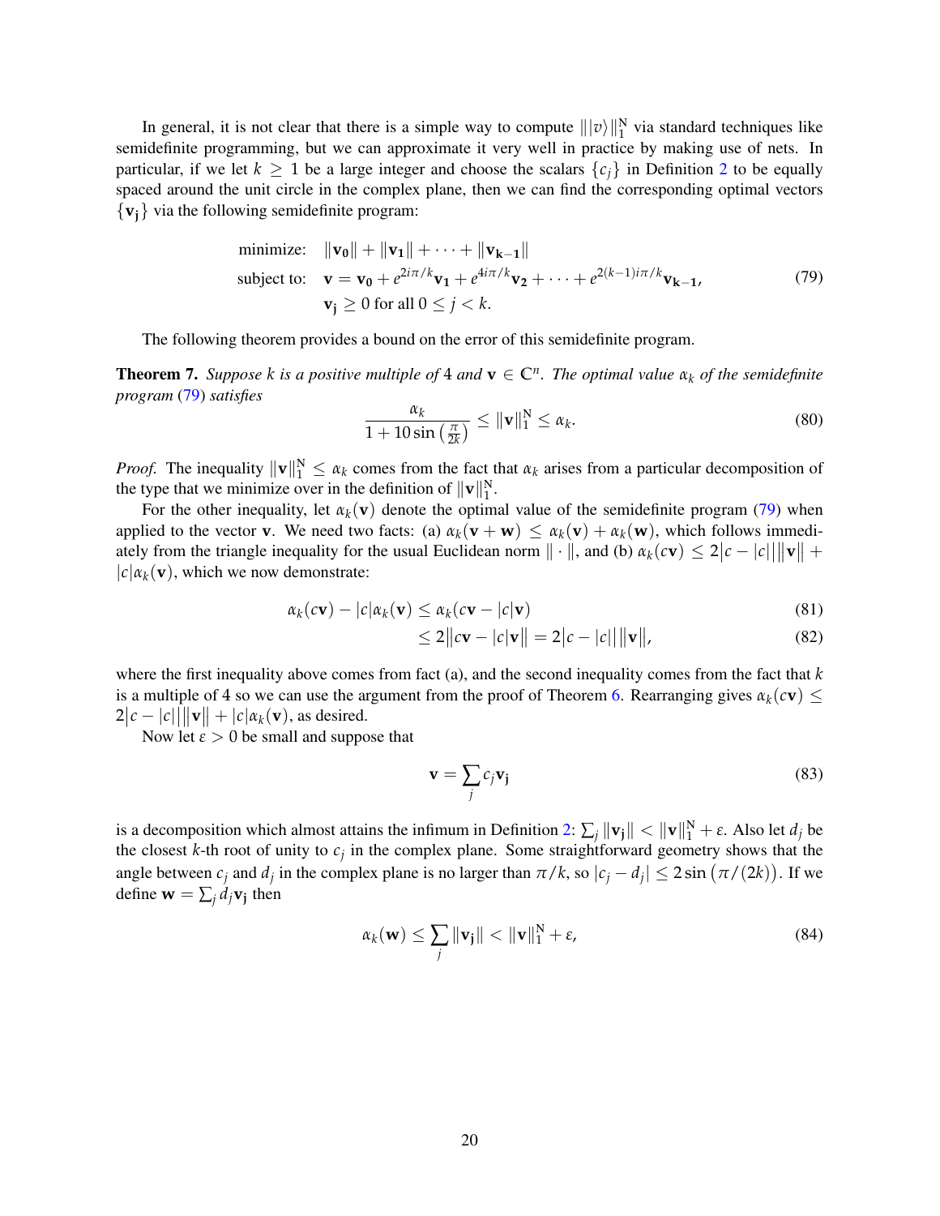In general, it is not clear that there is a simple way to compute $\||v\rangle\|_1^{\mathrm{N}}$ via standard techniques like semidefinite programming, but we can approximate it very well in practice by making use of nets. In particular, if we let $k \geq 1$ be a large integer and choose the scalars $\{c_j\}$ in Definition 2 to be equally spaced around the unit circle in the complex plane, then we can find the corresponding optimal vectors $\{\mathbf{v_j}\}$ via the following semidefinite program:

$$
\begin{aligned}
\text{minimize:} \quad & \|\mathbf{v_0}\| + \|\mathbf{v_1}\| + \cdots + \|\mathbf{v_{k-1}}\| \\
\text{subject to:} \quad & \mathbf{v} = \mathbf{v_0} + e^{2i\pi/k}\mathbf{v_1} + e^{4i\pi/k}\mathbf{v_2} + \cdots + e^{2(k-1)i\pi/k}\mathbf{v_{k-1}}, \\
& \mathbf{v_j} \geq 0 \text{ for all } 0 \leq j < k.
\end{aligned}
\tag{79}
$$

The following theorem provides a bound on the error of this semidefinite program.

**Theorem 7.** *Suppose $k$ is a positive multiple of 4 and $\mathbf{v} \in \mathbb{C}^n$. The optimal value $\alpha_k$ of the semidefinite program (79) satisfies*

$$
\frac{\alpha_k}{1 + 10\sin\left(\frac{\pi}{2k}\right)} \leq \|\mathbf{v}\|_1^{\mathrm{N}} \leq \alpha_k. \tag{80}
$$

*Proof.* The inequality $\|\mathbf{v}\|_1^{\mathrm{N}} \leq \alpha_k$ comes from the fact that $\alpha_k$ arises from a particular decomposition of the type that we minimize over in the definition of $\|\mathbf{v}\|_1^{\mathrm{N}}$.

For the other inequality, let $\alpha_k(\mathbf{v})$ denote the optimal value of the semidefinite program (79) when applied to the vector $\mathbf{v}$. We need two facts: (a) $\alpha_k(\mathbf{v} + \mathbf{w}) \leq \alpha_k(\mathbf{v}) + \alpha_k(\mathbf{w})$, which follows immediately from the triangle inequality for the usual Euclidean norm $\|\cdot\|$, and (b) $\alpha_k(c\mathbf{v}) \leq 2\big|c - |c|\big|\|\mathbf{v}\| + |c|\alpha_k(\mathbf{v})$, which we now demonstrate:

$$
\alpha_k(c\mathbf{v}) - |c|\alpha_k(\mathbf{v}) \leq \alpha_k(c\mathbf{v} - |c|\mathbf{v}) \tag{81}
$$

$$
\leq 2\big\|c\mathbf{v} - |c|\mathbf{v}\big\| = 2\big|c - |c|\big|\|\mathbf{v}\|, \tag{82}
$$

where the first inequality above comes from fact (a), and the second inequality comes from the fact that $k$ is a multiple of 4 so we can use the argument from the proof of Theorem 6. Rearranging gives $\alpha_k(c\mathbf{v}) \leq 2\big|c - |c|\big|\|\mathbf{v}\| + |c|\alpha_k(\mathbf{v})$, as desired.

Now let $\varepsilon > 0$ be small and suppose that

$$
\mathbf{v} = \sum_j c_j \mathbf{v_j} \tag{83}
$$

is a decomposition which almost attains the infimum in Definition 2: $\sum_j \|\mathbf{v_j}\| < \|\mathbf{v}\|_1^{\mathrm{N}} + \varepsilon$. Also let $d_j$ be the closest $k$-th root of unity to $c_j$ in the complex plane. Some straightforward geometry shows that the angle between $c_j$ and $d_j$ in the complex plane is no larger than $\pi/k$, so $|c_j - d_j| \leq 2\sin\big(\pi/(2k)\big)$. If we define $\mathbf{w} = \sum_j d_j \mathbf{v_j}$ then

$$
\alpha_k(\mathbf{w}) \leq \sum_j \|\mathbf{v_j}\| < \|\mathbf{v}\|_1^{\mathrm{N}} + \varepsilon, \tag{84}
$$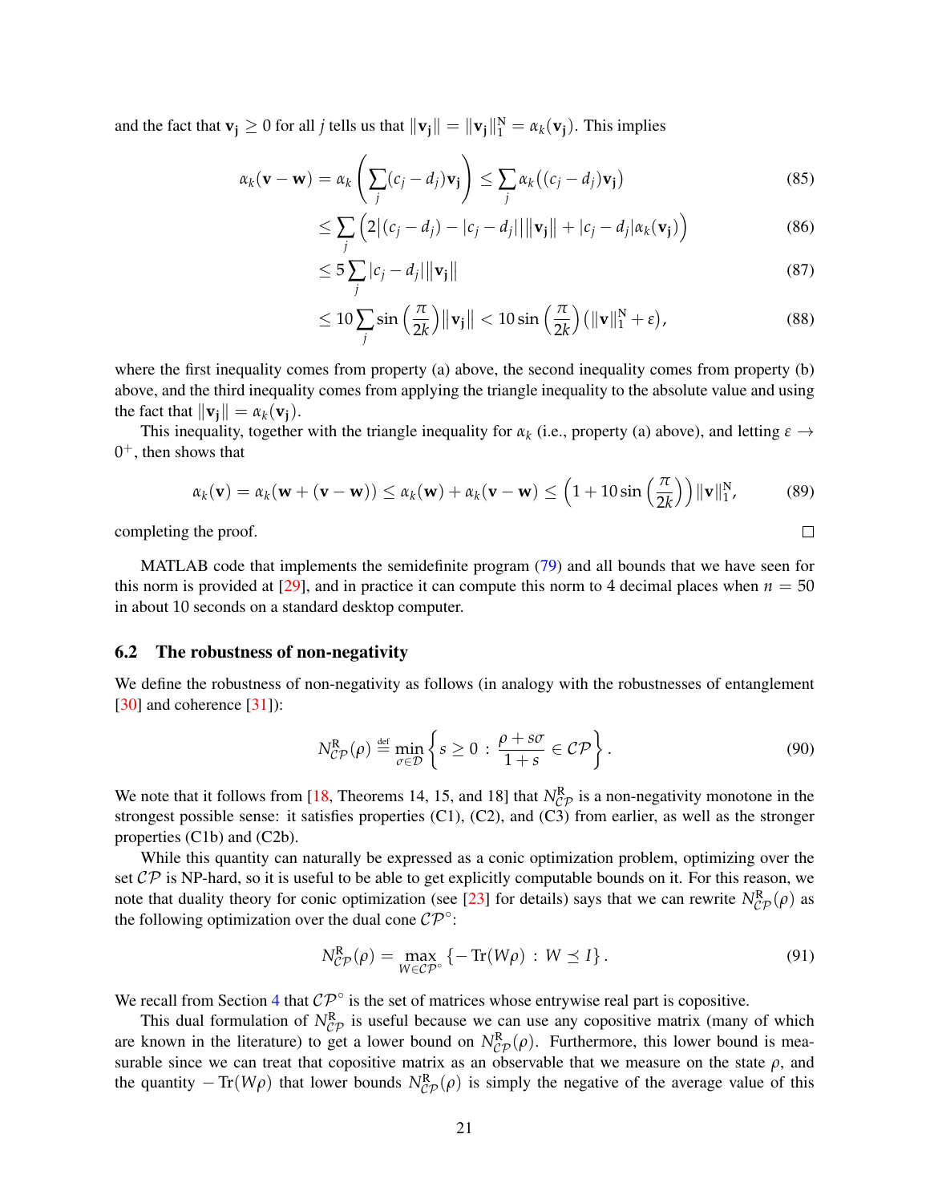and the fact that $\mathbf{v_j} \geq 0$ for all $j$ tells us that $\|\mathbf{v_j}\| = \|\mathbf{v_j}\|_1^{\mathrm{N}} = \alpha_k(\mathbf{v_j})$. This implies

$$\alpha_k(\mathbf{v} - \mathbf{w}) = \alpha_k\left(\sum_j (c_j - d_j)\mathbf{v_j}\right) \leq \sum_j \alpha_k\big((c_j - d_j)\mathbf{v_j}\big) \tag{85}$$

$$\leq \sum_j \Big(2\big|(c_j - d_j) - |c_j - d_j|\big|\|\mathbf{v_j}\| + |c_j - d_j|\alpha_k(\mathbf{v_j})\Big) \tag{86}$$

$$\leq 5\sum_j |c_j - d_j|\|\mathbf{v_j}\| \tag{87}$$

$$\leq 10\sum_j \sin\left(\frac{\pi}{2k}\right)\|\mathbf{v_j}\| < 10\sin\left(\frac{\pi}{2k}\right)\big(\|\mathbf{v}\|_1^{\mathrm{N}} + \varepsilon\big), \tag{88}$$

where the first inequality comes from property (a) above, the second inequality comes from property (b) above, and the third inequality comes from applying the triangle inequality to the absolute value and using the fact that $\|\mathbf{v_j}\| = \alpha_k(\mathbf{v_j})$.

This inequality, together with the triangle inequality for $\alpha_k$ (i.e., property (a) above), and letting $\varepsilon \to 0^+$, then shows that

$$\alpha_k(\mathbf{v}) = \alpha_k(\mathbf{w} + (\mathbf{v} - \mathbf{w})) \leq \alpha_k(\mathbf{w}) + \alpha_k(\mathbf{v} - \mathbf{w}) \leq \left(1 + 10\sin\left(\frac{\pi}{2k}\right)\right)\|\mathbf{v}\|_1^{\mathrm{N}}, \tag{89}$$

completing the proof. ∎

MATLAB code that implements the semidefinite program (79) and all bounds that we have seen for this norm is provided at [29], and in practice it can compute this norm to 4 decimal places when $n = 50$ in about 10 seconds on a standard desktop computer.

### 6.2 The robustness of non-negativity

We define the robustness of non-negativity as follows (in analogy with the robustnesses of entanglement [30] and coherence [31]):

$$N_{\mathcal{CP}}^{\mathrm{R}}(\rho) \stackrel{\text{def}}{=} \min_{\sigma \in \mathcal{D}}\left\{s \geq 0 \, : \, \frac{\rho + s\sigma}{1 + s} \in \mathcal{CP}\right\}. \tag{90}$$

We note that it follows from [18, Theorems 14, 15, and 18] that $N_{\mathcal{CP}}^{\mathrm{R}}$ is a non-negativity monotone in the strongest possible sense: it satisfies properties (C1), (C2), and (C3) from earlier, as well as the stronger properties (C1b) and (C2b).

While this quantity can naturally be expressed as a conic optimization problem, optimizing over the set $\mathcal{CP}$ is NP-hard, so it is useful to be able to get explicitly computable bounds on it. For this reason, we note that duality theory for conic optimization (see [23] for details) says that we can rewrite $N_{\mathcal{CP}}^{\mathrm{R}}(\rho)$ as the following optimization over the dual cone $\mathcal{CP}^\circ$:

$$N_{\mathcal{CP}}^{\mathrm{R}}(\rho) = \max_{W \in \mathcal{CP}^\circ}\left\{-\mathrm{Tr}(W\rho) \, : \, W \preceq I\right\}. \tag{91}$$

We recall from Section 4 that $\mathcal{CP}^\circ$ is the set of matrices whose entrywise real part is copositive.

This dual formulation of $N_{\mathcal{CP}}^{\mathrm{R}}$ is useful because we can use any copositive matrix (many of which are known in the literature) to get a lower bound on $N_{\mathcal{CP}}^{\mathrm{R}}(\rho)$. Furthermore, this lower bound is measurable since we can treat that copositive matrix as an observable that we measure on the state $\rho$, and the quantity $-\mathrm{Tr}(W\rho)$ that lower bounds $N_{\mathcal{CP}}^{\mathrm{R}}(\rho)$ is simply the negative of the average value of this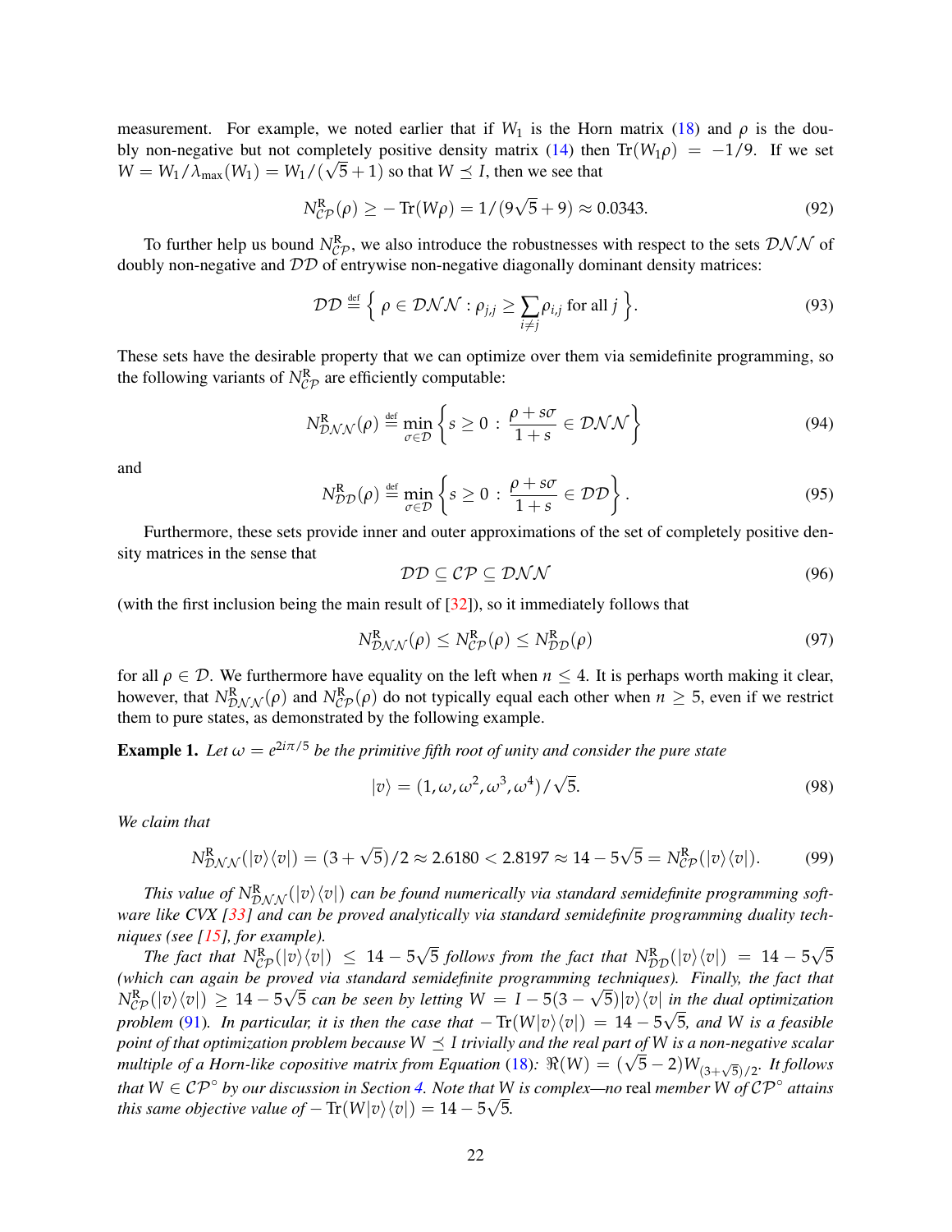measurement. For example, we noted earlier that if $W_1$ is the Horn matrix (18) and $\rho$ is the doubly non-negative but not completely positive density matrix (14) then $\mathrm{Tr}(W_1\rho) = -1/9$. If we set $W = W_1/\lambda_{\max}(W_1) = W_1/(\sqrt{5}+1)$ so that $W \preceq I$, then we see that

$$N_{\mathcal{CP}}^{\mathrm{R}}(\rho) \geq -\mathrm{Tr}(W\rho) = 1/(9\sqrt{5}+9) \approx 0.0343. \tag{92}$$

To further help us bound $N_{\mathcal{CP}}^{\mathrm{R}}$, we also introduce the robustnesses with respect to the sets $\mathcal{DNN}$ of doubly non-negative and $\mathcal{DD}$ of entrywise non-negative diagonally dominant density matrices:

$$\mathcal{DD} \stackrel{\text{def}}{=} \Big\{ \rho \in \mathcal{DNN} : \rho_{j,j} \geq \sum_{i\neq j} \rho_{i,j} \text{ for all } j \Big\}. \tag{93}$$

These sets have the desirable property that we can optimize over them via semidefinite programming, so the following variants of $N_{\mathcal{CP}}^{\mathrm{R}}$ are efficiently computable:

$$N_{\mathcal{DNN}}^{\mathrm{R}}(\rho) \stackrel{\text{def}}{=} \min_{\sigma\in\mathcal{D}} \left\{ s \geq 0 \,:\, \frac{\rho + s\sigma}{1+s} \in \mathcal{DNN} \right\} \tag{94}$$

and

$$N_{\mathcal{DD}}^{\mathrm{R}}(\rho) \stackrel{\text{def}}{=} \min_{\sigma\in\mathcal{D}} \left\{ s \geq 0 \,:\, \frac{\rho + s\sigma}{1+s} \in \mathcal{DD} \right\}. \tag{95}$$

Furthermore, these sets provide inner and outer approximations of the set of completely positive density matrices in the sense that

$$\mathcal{DD} \subseteq \mathcal{CP} \subseteq \mathcal{DNN} \tag{96}$$

(with the first inclusion being the main result of [32]), so it immediately follows that

$$N_{\mathcal{DNN}}^{\mathrm{R}}(\rho) \leq N_{\mathcal{CP}}^{\mathrm{R}}(\rho) \leq N_{\mathcal{DD}}^{\mathrm{R}}(\rho) \tag{97}$$

for all $\rho \in \mathcal{D}$. We furthermore have equality on the left when $n \leq 4$. It is perhaps worth making it clear, however, that $N_{\mathcal{DNN}}^{\mathrm{R}}(\rho)$ and $N_{\mathcal{CP}}^{\mathrm{R}}(\rho)$ do not typically equal each other when $n \geq 5$, even if we restrict them to pure states, as demonstrated by the following example.

**Example 1.** *Let $\omega = e^{2i\pi/5}$ be the primitive fifth root of unity and consider the pure state*

$$|v\rangle = (1, \omega, \omega^2, \omega^3, \omega^4)/\sqrt{5}. \tag{98}$$

*We claim that*

$$N_{\mathcal{DNN}}^{\mathrm{R}}(|v\rangle\langle v|) = (3+\sqrt{5})/2 \approx 2.6180 < 2.8197 \approx 14 - 5\sqrt{5} = N_{\mathcal{CP}}^{\mathrm{R}}(|v\rangle\langle v|). \tag{99}$$

*This value of $N_{\mathcal{DNN}}^{\mathrm{R}}(|v\rangle\langle v|)$ can be found numerically via standard semidefinite programming software like CVX [33] and can be proved analytically via standard semidefinite programming duality techniques (see [15], for example).*

*The fact that $N_{\mathcal{CP}}^{\mathrm{R}}(|v\rangle\langle v|) \leq 14 - 5\sqrt{5}$ follows from the fact that $N_{\mathcal{DD}}^{\mathrm{R}}(|v\rangle\langle v|) = 14 - 5\sqrt{5}$ (which can again be proved via standard semidefinite programming techniques). Finally, the fact that $N_{\mathcal{CP}}^{\mathrm{R}}(|v\rangle\langle v|) \geq 14 - 5\sqrt{5}$ can be seen by letting $W = I - 5(3-\sqrt{5})|v\rangle\langle v|$ in the dual optimization problem (91). In particular, it is then the case that $-\mathrm{Tr}(W|v\rangle\langle v|) = 14 - 5\sqrt{5}$, and $W$ is a feasible point of that optimization problem because $W \preceq I$ trivially and the real part of $W$ is a non-negative scalar multiple of a Horn-like copositive matrix from Equation (18): $\Re(W) = (\sqrt{5}-2)W_{(3+\sqrt{5})/2}$. It follows that $W \in \mathcal{CP}^\circ$ by our discussion in Section 4. Note that $W$ is complex—no* real *member $W$ of $\mathcal{CP}^\circ$ attains this same objective value of $-\mathrm{Tr}(W|v\rangle\langle v|) = 14 - 5\sqrt{5}$.*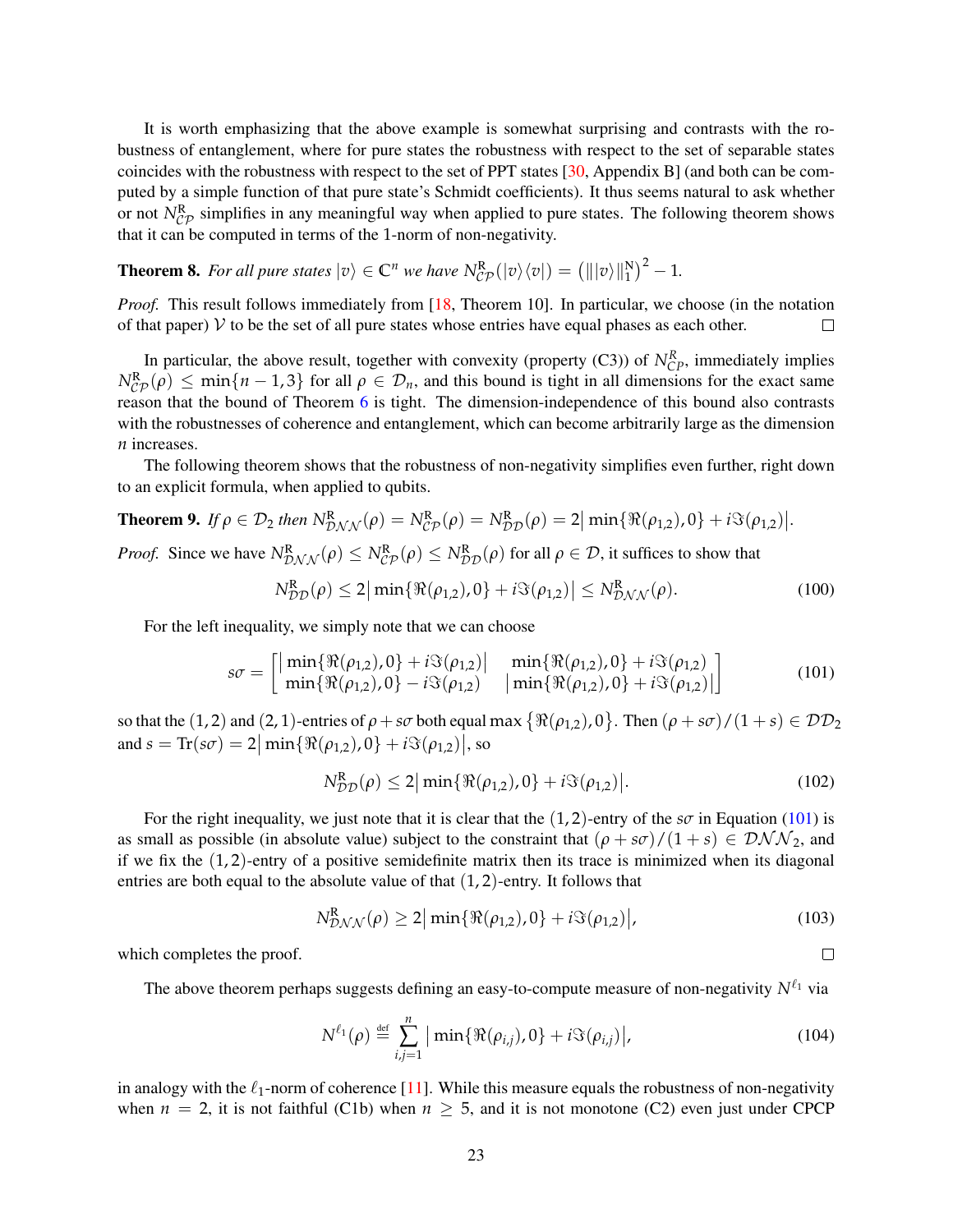It is worth emphasizing that the above example is somewhat surprising and contrasts with the robustness of entanglement, where for pure states the robustness with respect to the set of separable states coincides with the robustness with respect to the set of PPT states [30, Appendix B] (and both can be computed by a simple function of that pure state's Schmidt coefficients). It thus seems natural to ask whether or not $N^{\mathrm{R}}_{\mathcal{CP}}$ simplifies in any meaningful way when applied to pure states. The following theorem shows that it can be computed in terms of the 1-norm of non-negativity.

**Theorem 8.** *For all pure states $|v\rangle \in \mathbb{C}^n$ we have $N^{\mathrm{R}}_{\mathcal{CP}}(|v\rangle\langle v|) = \big(\||v\rangle\|_1^{\mathrm{N}}\big)^2 - 1$.*

*Proof.* This result follows immediately from [18, Theorem 10]. In particular, we choose (in the notation of that paper) $\mathcal{V}$ to be the set of all pure states whose entries have equal phases as each other. □

In particular, the above result, together with convexity (property (C3)) of $N^R_{\mathcal{CP}}$, immediately implies $N^{\mathrm{R}}_{\mathcal{CP}}(\rho) \leq \min\{n-1, 3\}$ for all $\rho \in \mathcal{D}_n$, and this bound is tight in all dimensions for the exact same reason that the bound of Theorem 6 is tight. The dimension-independence of this bound also contrasts with the robustnesses of coherence and entanglement, which can become arbitrarily large as the dimension $n$ increases.

The following theorem shows that the robustness of non-negativity simplifies even further, right down to an explicit formula, when applied to qubits.

**Theorem 9.** *If $\rho \in \mathcal{D}_2$ then $N^{\mathrm{R}}_{\mathcal{DNN}}(\rho) = N^{\mathrm{R}}_{\mathcal{CP}}(\rho) = N^{\mathrm{R}}_{\mathcal{DD}}(\rho) = 2\big|\min\{\Re(\rho_{1,2}), 0\} + i\Im(\rho_{1,2})\big|$.*

*Proof.* Since we have $N^{\mathrm{R}}_{\mathcal{DNN}}(\rho) \leq N^{\mathrm{R}}_{\mathcal{CP}}(\rho) \leq N^{\mathrm{R}}_{\mathcal{DD}}(\rho)$ for all $\rho \in \mathcal{D}$, it suffices to show that

$$N^{\mathrm{R}}_{\mathcal{DD}}(\rho) \leq 2\big|\min\{\Re(\rho_{1,2}), 0\} + i\Im(\rho_{1,2})\big| \leq N^{\mathrm{R}}_{\mathcal{DNN}}(\rho). \tag{100}$$

For the left inequality, we simply note that we can choose

$$s\sigma = \begin{bmatrix} \big|\min\{\Re(\rho_{1,2}), 0\} + i\Im(\rho_{1,2})\big| & \min\{\Re(\rho_{1,2}), 0\} + i\Im(\rho_{1,2}) \\ \min\{\Re(\rho_{1,2}), 0\} - i\Im(\rho_{1,2}) & \big|\min\{\Re(\rho_{1,2}), 0\} + i\Im(\rho_{1,2})\big| \end{bmatrix} \tag{101}$$

so that the $(1,2)$ and $(2,1)$-entries of $\rho + s\sigma$ both equal $\max\{\Re(\rho_{1,2}), 0\}$. Then $(\rho + s\sigma)/(1+s) \in \mathcal{DD}_2$ and $s = \mathrm{Tr}(s\sigma) = 2\big|\min\{\Re(\rho_{1,2}), 0\} + i\Im(\rho_{1,2})\big|$, so

$$N^{\mathrm{R}}_{\mathcal{DD}}(\rho) \leq 2\big|\min\{\Re(\rho_{1,2}), 0\} + i\Im(\rho_{1,2})\big|. \tag{102}$$

For the right inequality, we just note that it is clear that the $(1,2)$-entry of the $s\sigma$ in Equation (101) is as small as possible (in absolute value) subject to the constraint that $(\rho + s\sigma)/(1+s) \in \mathcal{DNN}_2$, and if we fix the $(1,2)$-entry of a positive semidefinite matrix then its trace is minimized when its diagonal entries are both equal to the absolute value of that $(1,2)$-entry. It follows that

$$N^{\mathrm{R}}_{\mathcal{DNN}}(\rho) \geq 2\big|\min\{\Re(\rho_{1,2}), 0\} + i\Im(\rho_{1,2})\big|, \tag{103}$$

which completes the proof. □

The above theorem perhaps suggests defining an easy-to-compute measure of non-negativity $N^{\ell_1}$ via

$$N^{\ell_1}(\rho) \stackrel{\text{def}}{=} \sum_{i,j=1}^{n} \big|\min\{\Re(\rho_{i,j}), 0\} + i\Im(\rho_{i,j})\big|, \tag{104}$$

in analogy with the $\ell_1$-norm of coherence [11]. While this measure equals the robustness of non-negativity when $n = 2$, it is not faithful (C1b) when $n \geq 5$, and it is not monotone (C2) even just under CPCP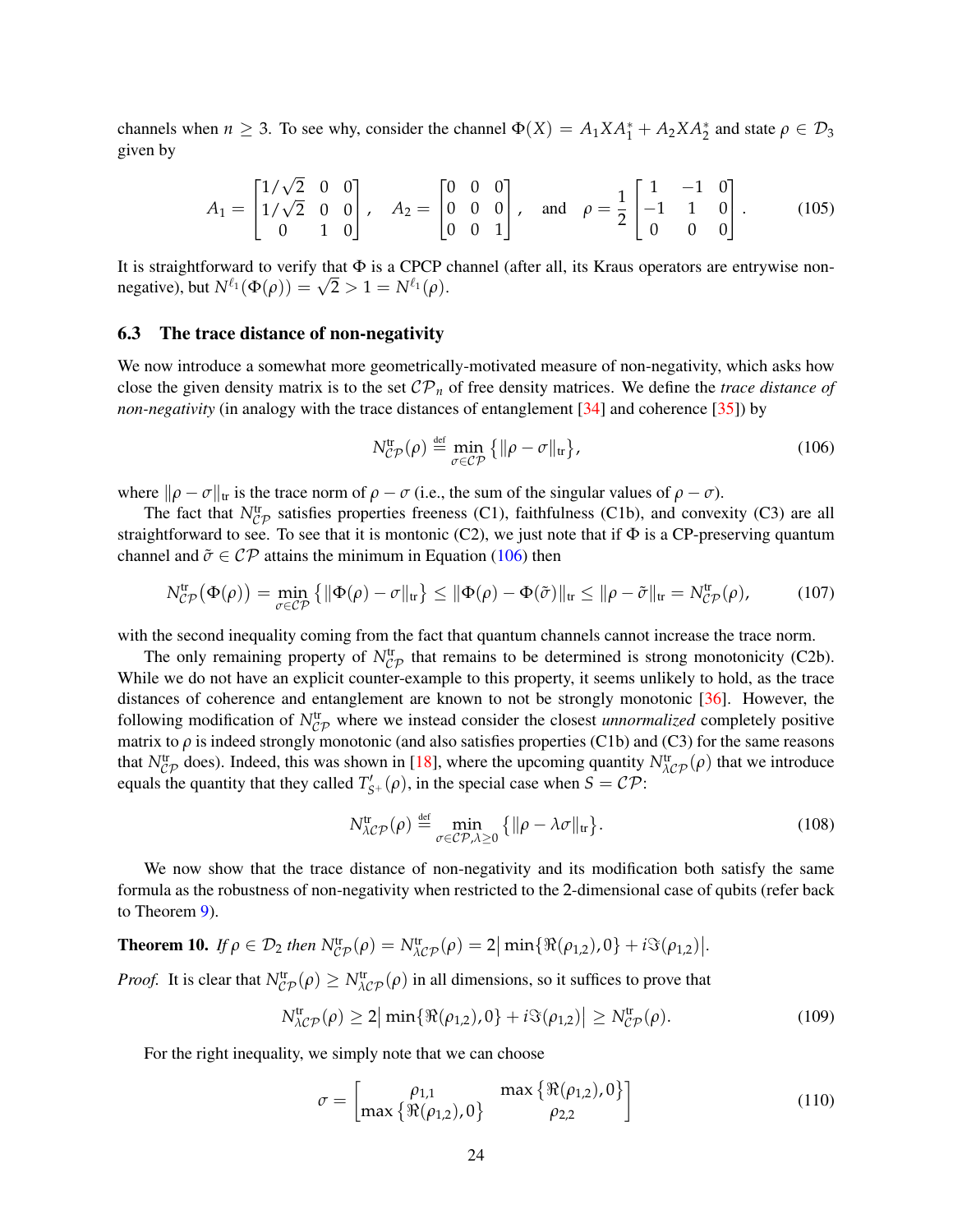channels when $n \geq 3$. To see why, consider the channel $\Phi(X) = A_1 X A_1^* + A_2 X A_2^*$ and state $\rho \in \mathcal{D}_3$ given by

$$A_1 = \begin{bmatrix} 1/\sqrt{2} & 0 & 0 \\ 1/\sqrt{2} & 0 & 0 \\ 0 & 1 & 0 \end{bmatrix}, \quad A_2 = \begin{bmatrix} 0 & 0 & 0 \\ 0 & 0 & 0 \\ 0 & 0 & 1 \end{bmatrix}, \quad \text{and} \quad \rho = \frac{1}{2}\begin{bmatrix} 1 & -1 & 0 \\ -1 & 1 & 0 \\ 0 & 0 & 0 \end{bmatrix}. \tag{105}$$

It is straightforward to verify that $\Phi$ is a CPCP channel (after all, its Kraus operators are entrywise non-negative), but $N^{\ell_1}(\Phi(\rho)) = \sqrt{2} > 1 = N^{\ell_1}(\rho)$.

### 6.3 The trace distance of non-negativity

We now introduce a somewhat more geometrically-motivated measure of non-negativity, which asks how close the given density matrix is to the set $\mathcal{CP}_n$ of free density matrices. We define the *trace distance of non-negativity* (in analogy with the trace distances of entanglement [34] and coherence [35]) by

$$N^{\mathrm{tr}}_{\mathcal{CP}}(\rho) \stackrel{\text{def}}{=} \min_{\sigma \in \mathcal{CP}} \big\{ \|\rho - \sigma\|_{\mathrm{tr}} \big\}, \tag{106}$$

where $\|\rho - \sigma\|_{\mathrm{tr}}$ is the trace norm of $\rho - \sigma$ (i.e., the sum of the singular values of $\rho - \sigma$).

The fact that $N^{\mathrm{tr}}_{\mathcal{CP}}$ satisfies properties freeness (C1), faithfulness (C1b), and convexity (C3) are all straightforward to see. To see that it is montonic (C2), we just note that if $\Phi$ is a CP-preserving quantum channel and $\tilde{\sigma} \in \mathcal{CP}$ attains the minimum in Equation (106) then

$$N^{\mathrm{tr}}_{\mathcal{CP}}(\Phi(\rho)) = \min_{\sigma \in \mathcal{CP}} \big\{ \|\Phi(\rho) - \sigma\|_{\mathrm{tr}} \big\} \leq \|\Phi(\rho) - \Phi(\tilde{\sigma})\|_{\mathrm{tr}} \leq \|\rho - \tilde{\sigma}\|_{\mathrm{tr}} = N^{\mathrm{tr}}_{\mathcal{CP}}(\rho), \tag{107}$$

with the second inequality coming from the fact that quantum channels cannot increase the trace norm.

The only remaining property of $N^{\mathrm{tr}}_{\mathcal{CP}}$ that remains to be determined is strong monotonicity (C2b). While we do not have an explicit counter-example to this property, it seems unlikely to hold, as the trace distances of coherence and entanglement are known to not be strongly monotonic [36]. However, the following modification of $N^{\mathrm{tr}}_{\mathcal{CP}}$ where we instead consider the closest *unnormalized* completely positive matrix to $\rho$ is indeed strongly monotonic (and also satisfies properties (C1b) and (C3) for the same reasons that $N^{\mathrm{tr}}_{\mathcal{CP}}$ does). Indeed, this was shown in [18], where the upcoming quantity $N^{\mathrm{tr}}_{\lambda\mathcal{CP}}(\rho)$ that we introduce equals the quantity that they called $T'_{S^+}(\rho)$, in the special case when $S = \mathcal{CP}$:

$$N^{\mathrm{tr}}_{\lambda\mathcal{CP}}(\rho) \stackrel{\text{def}}{=} \min_{\sigma \in \mathcal{CP}, \lambda \geq 0} \big\{ \|\rho - \lambda\sigma\|_{\mathrm{tr}} \big\}. \tag{108}$$

We now show that the trace distance of non-negativity and its modification both satisfy the same formula as the robustness of non-negativity when restricted to the 2-dimensional case of qubits (refer back to Theorem 9).

**Theorem 10.** *If $\rho \in \mathcal{D}_2$ then $N^{\mathrm{tr}}_{\mathcal{CP}}(\rho) = N^{\mathrm{tr}}_{\lambda\mathcal{CP}}(\rho) = 2\big|\min\{\Re(\rho_{1,2}), 0\} + i\Im(\rho_{1,2})\big|$.*

*Proof.* It is clear that $N^{\mathrm{tr}}_{\mathcal{CP}}(\rho) \geq N^{\mathrm{tr}}_{\lambda\mathcal{CP}}(\rho)$ in all dimensions, so it suffices to prove that

$$N^{\mathrm{tr}}_{\lambda\mathcal{CP}}(\rho) \geq 2\big|\min\{\Re(\rho_{1,2}), 0\} + i\Im(\rho_{1,2})\big| \geq N^{\mathrm{tr}}_{\mathcal{CP}}(\rho). \tag{109}$$

For the right inequality, we simply note that we can choose

$$\sigma = \begin{bmatrix} \rho_{1,1} & \max\{\Re(\rho_{1,2}), 0\} \\ \max\{\Re(\rho_{1,2}), 0\} & \rho_{2,2} \end{bmatrix} \tag{110}$$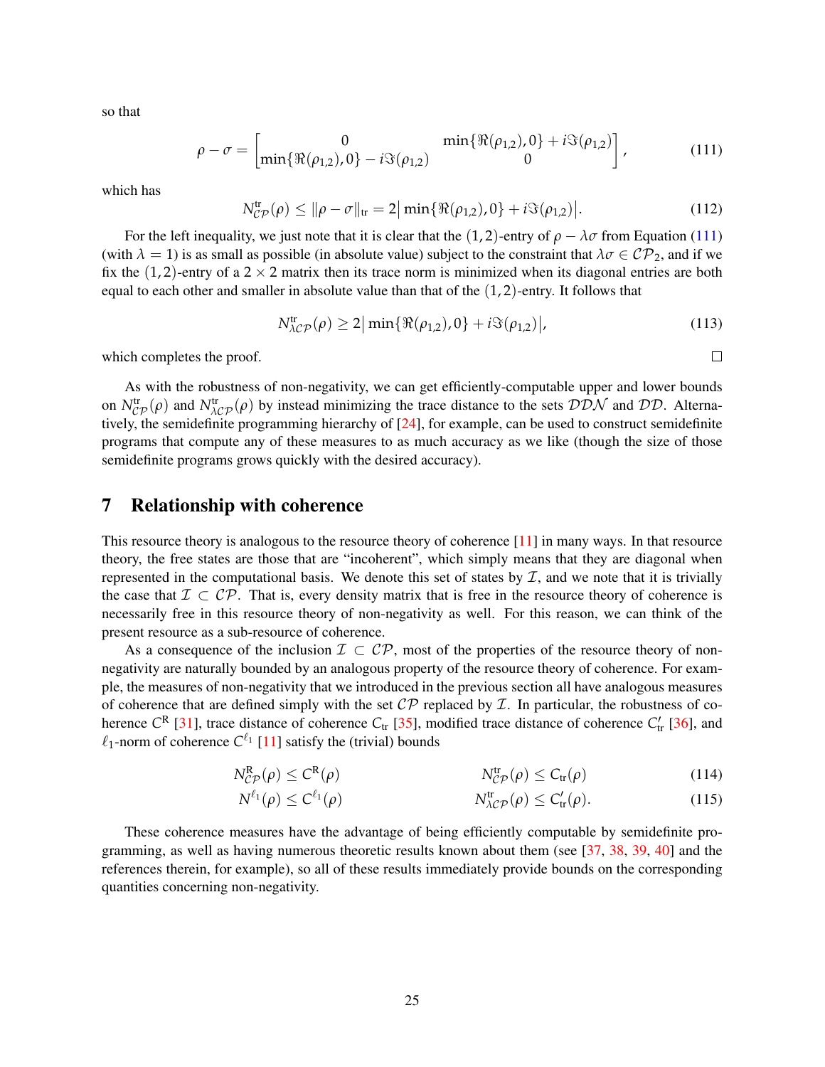so that

$$\rho - \sigma = \begin{bmatrix} 0 & \min\{\Re(\rho_{1,2}), 0\} + i\Im(\rho_{1,2}) \\ \min\{\Re(\rho_{1,2}), 0\} - i\Im(\rho_{1,2}) & 0 \end{bmatrix}, \tag{111}$$

which has

$$N^{\mathrm{tr}}_{\mathcal{CP}}(\rho) \leq \|\rho - \sigma\|_{\mathrm{tr}} = 2\big|\min\{\Re(\rho_{1,2}), 0\} + i\Im(\rho_{1,2})\big|. \tag{112}$$

For the left inequality, we just note that it is clear that the $(1,2)$-entry of $\rho - \lambda\sigma$ from Equation (111) (with $\lambda = 1$) is as small as possible (in absolute value) subject to the constraint that $\lambda\sigma \in \mathcal{CP}_2$, and if we fix the $(1,2)$-entry of a $2 \times 2$ matrix then its trace norm is minimized when its diagonal entries are both equal to each other and smaller in absolute value than that of the $(1,2)$-entry. It follows that

$$N^{\mathrm{tr}}_{\lambda\mathcal{CP}}(\rho) \geq 2\big|\min\{\Re(\rho_{1,2}), 0\} + i\Im(\rho_{1,2})\big|, \tag{113}$$

which completes the proof. □

As with the robustness of non-negativity, we can get efficiently-computable upper and lower bounds on $N^{\mathrm{tr}}_{\mathcal{CP}}(\rho)$ and $N^{\mathrm{tr}}_{\lambda\mathcal{CP}}(\rho)$ by instead minimizing the trace distance to the sets $\mathcal{DDN}$ and $\mathcal{DD}$. Alternatively, the semidefinite programming hierarchy of [24], for example, can be used to construct semidefinite programs that compute any of these measures to as much accuracy as we like (though the size of those semidefinite programs grows quickly with the desired accuracy).

## 7 Relationship with coherence

This resource theory is analogous to the resource theory of coherence [11] in many ways. In that resource theory, the free states are those that are "incoherent", which simply means that they are diagonal when represented in the computational basis. We denote this set of states by $\mathcal{I}$, and we note that it is trivially the case that $\mathcal{I} \subset \mathcal{CP}$. That is, every density matrix that is free in the resource theory of coherence is necessarily free in this resource theory of non-negativity as well. For this reason, we can think of the present resource as a sub-resource of coherence.

As a consequence of the inclusion $\mathcal{I} \subset \mathcal{CP}$, most of the properties of the resource theory of non-negativity are naturally bounded by an analogous property of the resource theory of coherence. For example, the measures of non-negativity that we introduced in the previous section all have analogous measures of coherence that are defined simply with the set $\mathcal{CP}$ replaced by $\mathcal{I}$. In particular, the robustness of coherence $C^{\mathrm{R}}$ [31], trace distance of coherence $C_{\mathrm{tr}}$ [35], modified trace distance of coherence $C'_{\mathrm{tr}}$ [36], and $\ell_1$-norm of coherence $C^{\ell_1}$ [11] satisfy the (trivial) bounds

$$N^{\mathrm{R}}_{\mathcal{CP}}(\rho) \leq C^{\mathrm{R}}(\rho) \qquad\qquad N^{\mathrm{tr}}_{\mathcal{CP}}(\rho) \leq C_{\mathrm{tr}}(\rho) \tag{114}$$

$$N^{\ell_1}(\rho) \leq C^{\ell_1}(\rho) \qquad\qquad N^{\mathrm{tr}}_{\lambda\mathcal{CP}}(\rho) \leq C'_{\mathrm{tr}}(\rho). \tag{115}$$

These coherence measures have the advantage of being efficiently computable by semidefinite programming, as well as having numerous theoretic results known about them (see [37, 38, 39, 40] and the references therein, for example), so all of these results immediately provide bounds on the corresponding quantities concerning non-negativity.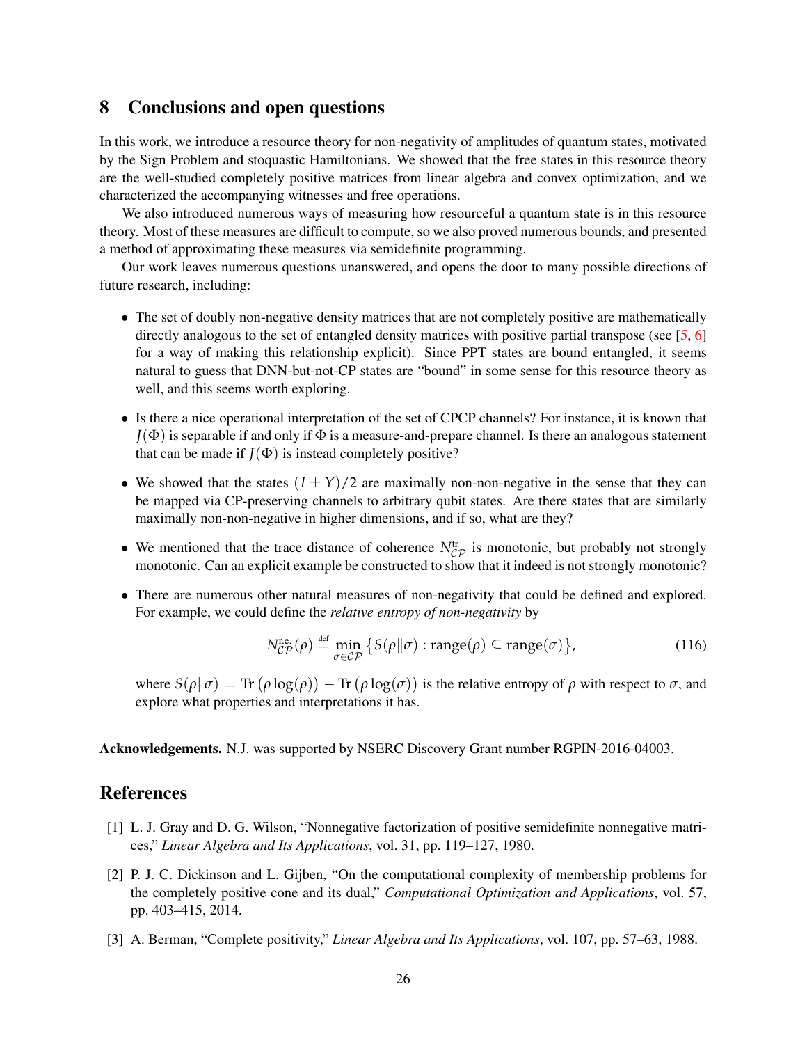## 8 Conclusions and open questions

In this work, we introduce a resource theory for non-negativity of amplitudes of quantum states, motivated by the Sign Problem and stoquastic Hamiltonians. We showed that the free states in this resource theory are the well-studied completely positive matrices from linear algebra and convex optimization, and we characterized the accompanying witnesses and free operations.

We also introduced numerous ways of measuring how resourceful a quantum state is in this resource theory. Most of these measures are difficult to compute, so we also proved numerous bounds, and presented a method of approximating these measures via semidefinite programming.

Our work leaves numerous questions unanswered, and opens the door to many possible directions of future research, including:

- The set of doubly non-negative density matrices that are not completely positive are mathematically directly analogous to the set of entangled density matrices with positive partial transpose (see [5, 6] for a way of making this relationship explicit). Since PPT states are bound entangled, it seems natural to guess that DNN-but-not-CP states are "bound" in some sense for this resource theory as well, and this seems worth exploring.
- Is there a nice operational interpretation of the set of CPCP channels? For instance, it is known that $J(\Phi)$ is separable if and only if $\Phi$ is a measure-and-prepare channel. Is there an analogous statement that can be made if $J(\Phi)$ is instead completely positive?
- We showed that the states $(I \pm Y)/2$ are maximally non-non-negative in the sense that they can be mapped via CP-preserving channels to arbitrary qubit states. Are there states that are similarly maximally non-non-negative in higher dimensions, and if so, what are they?
- We mentioned that the trace distance of coherence $N_{\mathcal{CP}}^{\text{tr}}$ is monotonic, but probably not strongly monotonic. Can an explicit example be constructed to show that it indeed is not strongly monotonic?
- There are numerous other natural measures of non-negativity that could be defined and explored. For example, we could define the *relative entropy of non-negativity* by

$$N_{\mathcal{CP}}^{\text{r.e.}}(\rho) \stackrel{\text{def}}{=} \min_{\sigma \in \mathcal{CP}} \big\{ S(\rho \| \sigma) : \text{range}(\rho) \subseteq \text{range}(\sigma) \big\}, \tag{116}$$

  where $S(\rho\|\sigma) = \text{Tr}\big(\rho \log(\rho)\big) - \text{Tr}\big(\rho \log(\sigma)\big)$ is the relative entropy of $\rho$ with respect to $\sigma$, and explore what properties and interpretations it has.

**Acknowledgements.** N.J. was supported by NSERC Discovery Grant number RGPIN-2016-04003.

## References

[1] L. J. Gray and D. G. Wilson, "Nonnegative factorization of positive semidefinite nonnegative matrices," *Linear Algebra and Its Applications*, vol. 31, pp. 119–127, 1980.

[2] P. J. C. Dickinson and L. Gijben, "On the computational complexity of membership problems for the completely positive cone and its dual," *Computational Optimization and Applications*, vol. 57, pp. 403–415, 2014.

[3] A. Berman, "Complete positivity," *Linear Algebra and Its Applications*, vol. 107, pp. 57–63, 1988.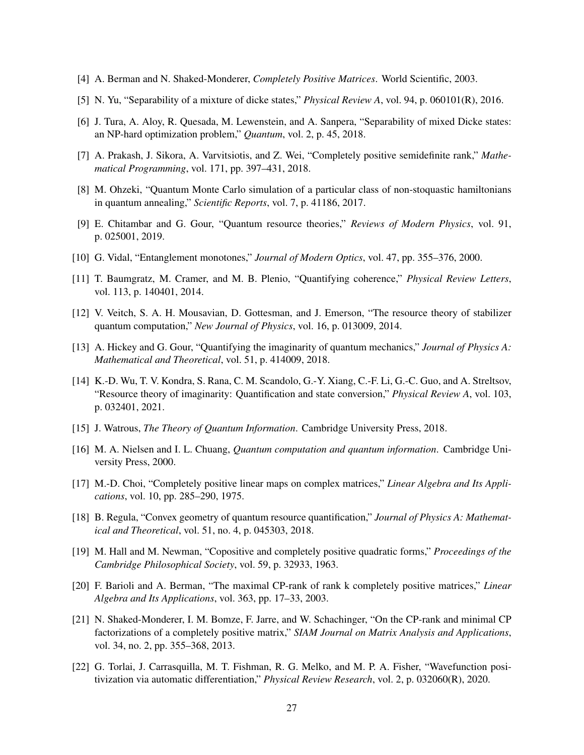[4] A. Berman and N. Shaked-Monderer, *Completely Positive Matrices*. World Scientific, 2003.

[5] N. Yu, "Separability of a mixture of dicke states," *Physical Review A*, vol. 94, p. 060101(R), 2016.

[6] J. Tura, A. Aloy, R. Quesada, M. Lewenstein, and A. Sanpera, "Separability of mixed Dicke states: an NP-hard optimization problem," *Quantum*, vol. 2, p. 45, 2018.

[7] A. Prakash, J. Sikora, A. Varvitsiotis, and Z. Wei, "Completely positive semidefinite rank," *Mathematical Programming*, vol. 171, pp. 397–431, 2018.

[8] M. Ohzeki, "Quantum Monte Carlo simulation of a particular class of non-stoquastic hamiltonians in quantum annealing," *Scientific Reports*, vol. 7, p. 41186, 2017.

[9] E. Chitambar and G. Gour, "Quantum resource theories," *Reviews of Modern Physics*, vol. 91, p. 025001, 2019.

[10] G. Vidal, "Entanglement monotones," *Journal of Modern Optics*, vol. 47, pp. 355–376, 2000.

[11] T. Baumgratz, M. Cramer, and M. B. Plenio, "Quantifying coherence," *Physical Review Letters*, vol. 113, p. 140401, 2014.

[12] V. Veitch, S. A. H. Mousavian, D. Gottesman, and J. Emerson, "The resource theory of stabilizer quantum computation," *New Journal of Physics*, vol. 16, p. 013009, 2014.

[13] A. Hickey and G. Gour, "Quantifying the imaginarity of quantum mechanics," *Journal of Physics A: Mathematical and Theoretical*, vol. 51, p. 414009, 2018.

[14] K.-D. Wu, T. V. Kondra, S. Rana, C. M. Scandolo, G.-Y. Xiang, C.-F. Li, G.-C. Guo, and A. Streltsov, "Resource theory of imaginarity: Quantification and state conversion," *Physical Review A*, vol. 103, p. 032401, 2021.

[15] J. Watrous, *The Theory of Quantum Information*. Cambridge University Press, 2018.

[16] M. A. Nielsen and I. L. Chuang, *Quantum computation and quantum information*. Cambridge University Press, 2000.

[17] M.-D. Choi, "Completely positive linear maps on complex matrices," *Linear Algebra and Its Applications*, vol. 10, pp. 285–290, 1975.

[18] B. Regula, "Convex geometry of quantum resource quantification," *Journal of Physics A: Mathematical and Theoretical*, vol. 51, no. 4, p. 045303, 2018.

[19] M. Hall and M. Newman, "Copositive and completely positive quadratic forms," *Proceedings of the Cambridge Philosophical Society*, vol. 59, p. 32933, 1963.

[20] F. Barioli and A. Berman, "The maximal CP-rank of rank k completely positive matrices," *Linear Algebra and Its Applications*, vol. 363, pp. 17–33, 2003.

[21] N. Shaked-Monderer, I. M. Bomze, F. Jarre, and W. Schachinger, "On the CP-rank and minimal CP factorizations of a completely positive matrix," *SIAM Journal on Matrix Analysis and Applications*, vol. 34, no. 2, pp. 355–368, 2013.

[22] G. Torlai, J. Carrasquilla, M. T. Fishman, R. G. Melko, and M. P. A. Fisher, "Wavefunction positivization via automatic differentiation," *Physical Review Research*, vol. 2, p. 032060(R), 2020.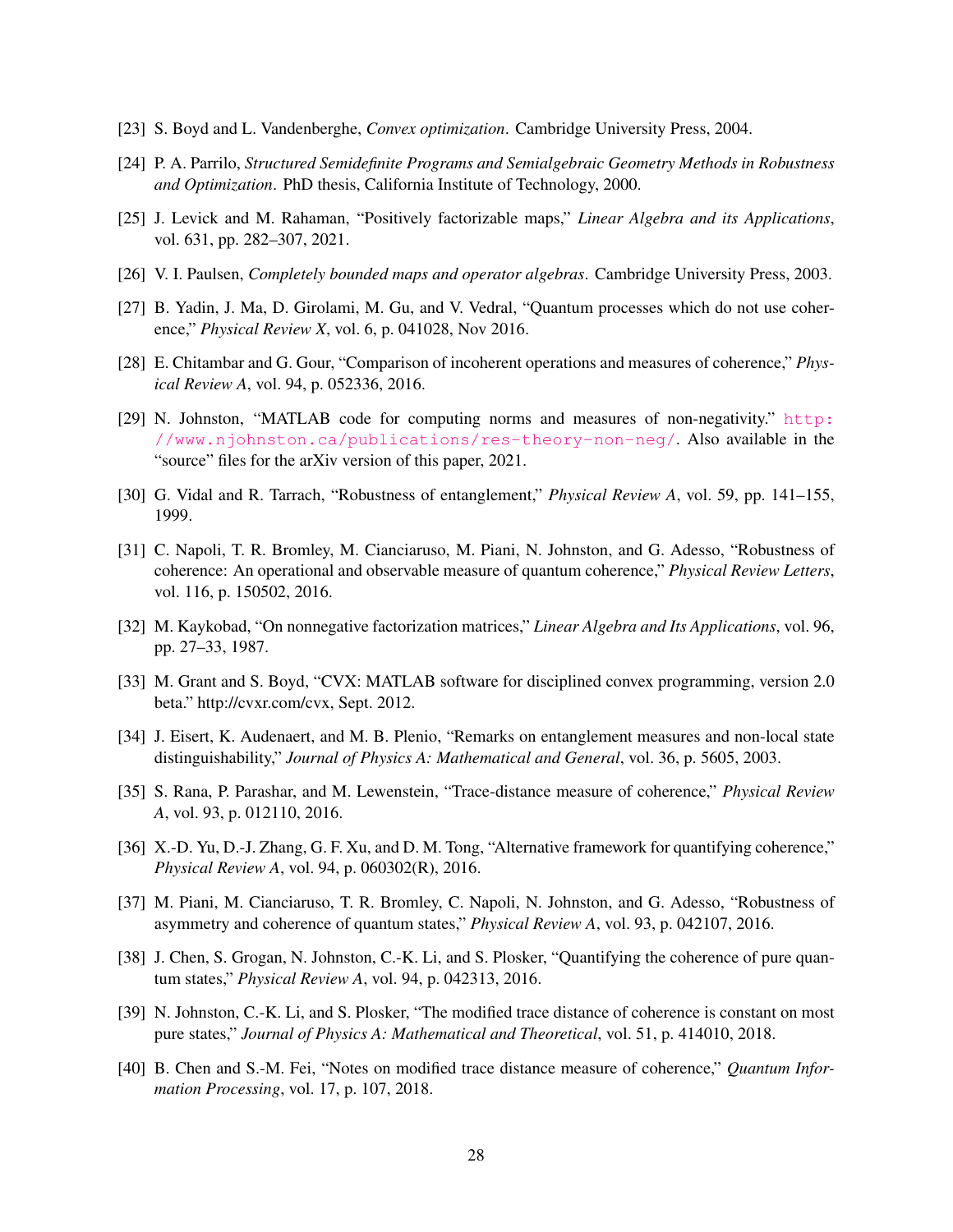[23] S. Boyd and L. Vandenberghe, *Convex optimization*. Cambridge University Press, 2004.

[24] P. A. Parrilo, *Structured Semidefinite Programs and Semialgebraic Geometry Methods in Robustness and Optimization*. PhD thesis, California Institute of Technology, 2000.

[25] J. Levick and M. Rahaman, "Positively factorizable maps," *Linear Algebra and its Applications*, vol. 631, pp. 282–307, 2021.

[26] V. I. Paulsen, *Completely bounded maps and operator algebras*. Cambridge University Press, 2003.

[27] B. Yadin, J. Ma, D. Girolami, M. Gu, and V. Vedral, "Quantum processes which do not use coherence," *Physical Review X*, vol. 6, p. 041028, Nov 2016.

[28] E. Chitambar and G. Gour, "Comparison of incoherent operations and measures of coherence," *Physical Review A*, vol. 94, p. 052336, 2016.

[29] N. Johnston, "MATLAB code for computing norms and measures of non-negativity." http://www.njohnston.ca/publications/res-theory-non-neg/. Also available in the "source" files for the arXiv version of this paper, 2021.

[30] G. Vidal and R. Tarrach, "Robustness of entanglement," *Physical Review A*, vol. 59, pp. 141–155, 1999.

[31] C. Napoli, T. R. Bromley, M. Cianciaruso, M. Piani, N. Johnston, and G. Adesso, "Robustness of coherence: An operational and observable measure of quantum coherence," *Physical Review Letters*, vol. 116, p. 150502, 2016.

[32] M. Kaykobad, "On nonnegative factorization matrices," *Linear Algebra and Its Applications*, vol. 96, pp. 27–33, 1987.

[33] M. Grant and S. Boyd, "CVX: MATLAB software for disciplined convex programming, version 2.0 beta." http://cvxr.com/cvx, Sept. 2012.

[34] J. Eisert, K. Audenaert, and M. B. Plenio, "Remarks on entanglement measures and non-local state distinguishability," *Journal of Physics A: Mathematical and General*, vol. 36, p. 5605, 2003.

[35] S. Rana, P. Parashar, and M. Lewenstein, "Trace-distance measure of coherence," *Physical Review A*, vol. 93, p. 012110, 2016.

[36] X.-D. Yu, D.-J. Zhang, G. F. Xu, and D. M. Tong, "Alternative framework for quantifying coherence," *Physical Review A*, vol. 94, p. 060302(R), 2016.

[37] M. Piani, M. Cianciaruso, T. R. Bromley, C. Napoli, N. Johnston, and G. Adesso, "Robustness of asymmetry and coherence of quantum states," *Physical Review A*, vol. 93, p. 042107, 2016.

[38] J. Chen, S. Grogan, N. Johnston, C.-K. Li, and S. Plosker, "Quantifying the coherence of pure quantum states," *Physical Review A*, vol. 94, p. 042313, 2016.

[39] N. Johnston, C.-K. Li, and S. Plosker, "The modified trace distance of coherence is constant on most pure states," *Journal of Physics A: Mathematical and Theoretical*, vol. 51, p. 414010, 2018.

[40] B. Chen and S.-M. Fei, "Notes on modified trace distance measure of coherence," *Quantum Information Processing*, vol. 17, p. 107, 2018.